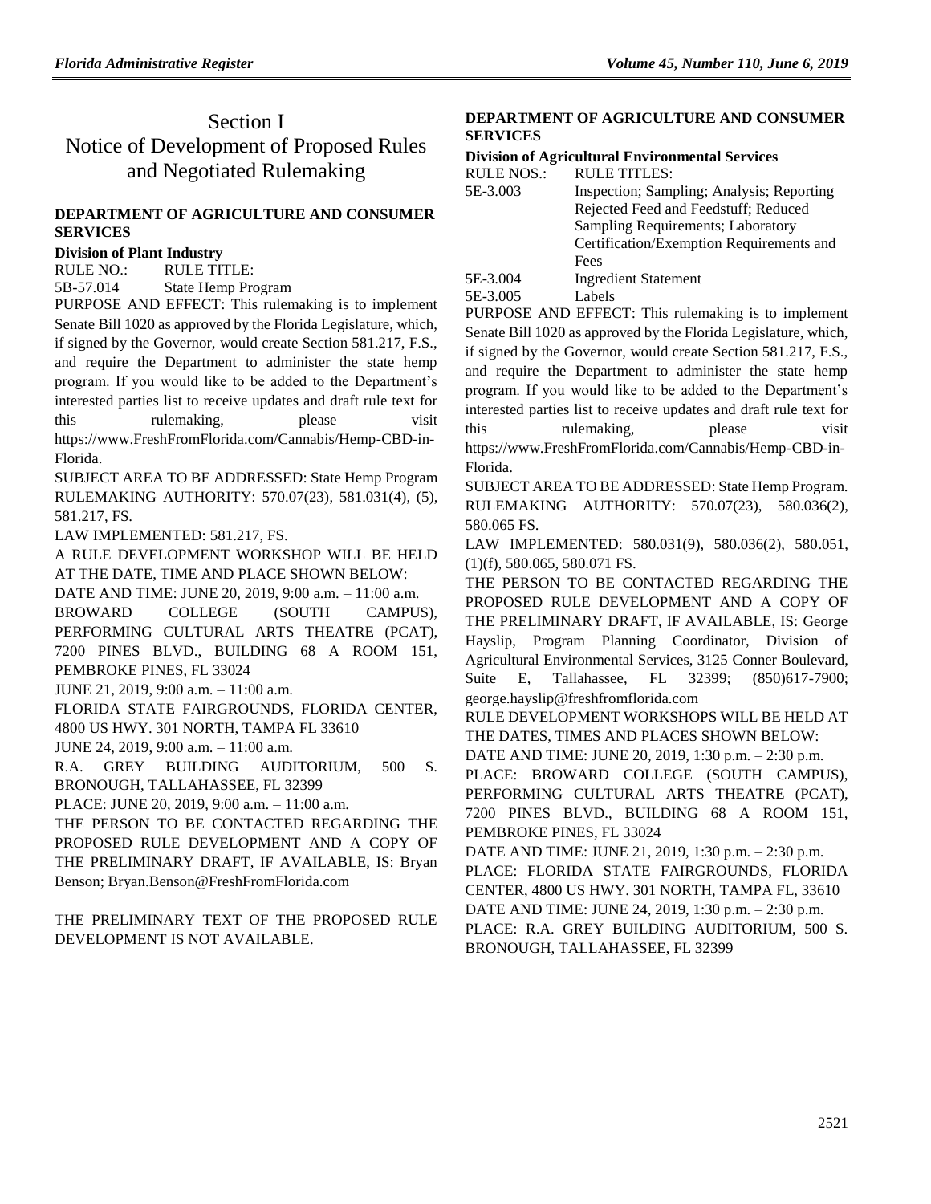# Section I
# Notice of Development of Proposed Rules and Negotiated Rulemaking

### DEPARTMENT OF AGRICULTURE AND CONSUMER SERVICES

**Division of Plant Industry**

RULE NO.: RULE TITLE:

5B-57.014 State Hemp Program

PURPOSE AND EFFECT: This rulemaking is to implement Senate Bill 1020 as approved by the Florida Legislature, which, if signed by the Governor, would create Section 581.217, F.S., and require the Department to administer the state hemp program. If you would like to be added to the Department's interested parties list to receive updates and draft rule text for this rulemaking, please visit https://www.FreshFromFlorida.com/Cannabis/Hemp-CBD-in-Florida.

SUBJECT AREA TO BE ADDRESSED: State Hemp Program

RULEMAKING AUTHORITY: 570.07(23), 581.031(4), (5), 581.217, FS.

LAW IMPLEMENTED: 581.217, FS.

A RULE DEVELOPMENT WORKSHOP WILL BE HELD AT THE DATE, TIME AND PLACE SHOWN BELOW:

DATE AND TIME: JUNE 20, 2019, 9:00 a.m. – 11:00 a.m.

BROWARD COLLEGE (SOUTH CAMPUS), PERFORMING CULTURAL ARTS THEATRE (PCAT), 7200 PINES BLVD., BUILDING 68 A ROOM 151, PEMBROKE PINES, FL 33024

JUNE 21, 2019, 9:00 a.m. – 11:00 a.m.

FLORIDA STATE FAIRGROUNDS, FLORIDA CENTER, 4800 US HWY. 301 NORTH, TAMPA FL 33610

JUNE 24, 2019, 9:00 a.m. – 11:00 a.m.

R.A. GREY BUILDING AUDITORIUM, 500 S. BRONOUGH, TALLAHASSEE, FL 32399

PLACE: JUNE 20, 2019, 9:00 a.m. – 11:00 a.m.

THE PERSON TO BE CONTACTED REGARDING THE PROPOSED RULE DEVELOPMENT AND A COPY OF THE PRELIMINARY DRAFT, IF AVAILABLE, IS: Bryan Benson; Bryan.Benson@FreshFromFlorida.com

THE PRELIMINARY TEXT OF THE PROPOSED RULE DEVELOPMENT IS NOT AVAILABLE.

### DEPARTMENT OF AGRICULTURE AND CONSUMER SERVICES

**Division of Agricultural Environmental Services**

RULE NOS.: RULE TITLES:

5E-3.003 Inspection; Sampling; Analysis; Reporting Rejected Feed and Feedstuff; Reduced Sampling Requirements; Laboratory Certification/Exemption Requirements and Fees

5E-3.004 Ingredient Statement

5E-3.005 Labels

PURPOSE AND EFFECT: This rulemaking is to implement Senate Bill 1020 as approved by the Florida Legislature, which, if signed by the Governor, would create Section 581.217, F.S., and require the Department to administer the state hemp program. If you would like to be added to the Department's interested parties list to receive updates and draft rule text for this rulemaking, please visit https://www.FreshFromFlorida.com/Cannabis/Hemp-CBD-in-Florida.

SUBJECT AREA TO BE ADDRESSED: State Hemp Program.

RULEMAKING AUTHORITY: 570.07(23), 580.036(2), 580.065 FS.

LAW IMPLEMENTED: 580.031(9), 580.036(2), 580.051, (1)(f), 580.065, 580.071 FS.

THE PERSON TO BE CONTACTED REGARDING THE PROPOSED RULE DEVELOPMENT AND A COPY OF THE PRELIMINARY DRAFT, IF AVAILABLE, IS: George Hayslip, Program Planning Coordinator, Division of Agricultural Environmental Services, 3125 Conner Boulevard, Suite E, Tallahassee, FL 32399; (850)617-7900; george.hayslip@freshfromflorida.com

RULE DEVELOPMENT WORKSHOPS WILL BE HELD AT THE DATES, TIMES AND PLACES SHOWN BELOW:

DATE AND TIME: JUNE 20, 2019, 1:30 p.m. – 2:30 p.m.

PLACE: BROWARD COLLEGE (SOUTH CAMPUS), PERFORMING CULTURAL ARTS THEATRE (PCAT), 7200 PINES BLVD., BUILDING 68 A ROOM 151, PEMBROKE PINES, FL 33024

DATE AND TIME: JUNE 21, 2019, 1:30 p.m. – 2:30 p.m.

PLACE: FLORIDA STATE FAIRGROUNDS, FLORIDA CENTER, 4800 US HWY. 301 NORTH, TAMPA FL, 33610

DATE AND TIME: JUNE 24, 2019, 1:30 p.m. – 2:30 p.m.

PLACE: R.A. GREY BUILDING AUDITORIUM, 500 S. BRONOUGH, TALLAHASSEE, FL 32399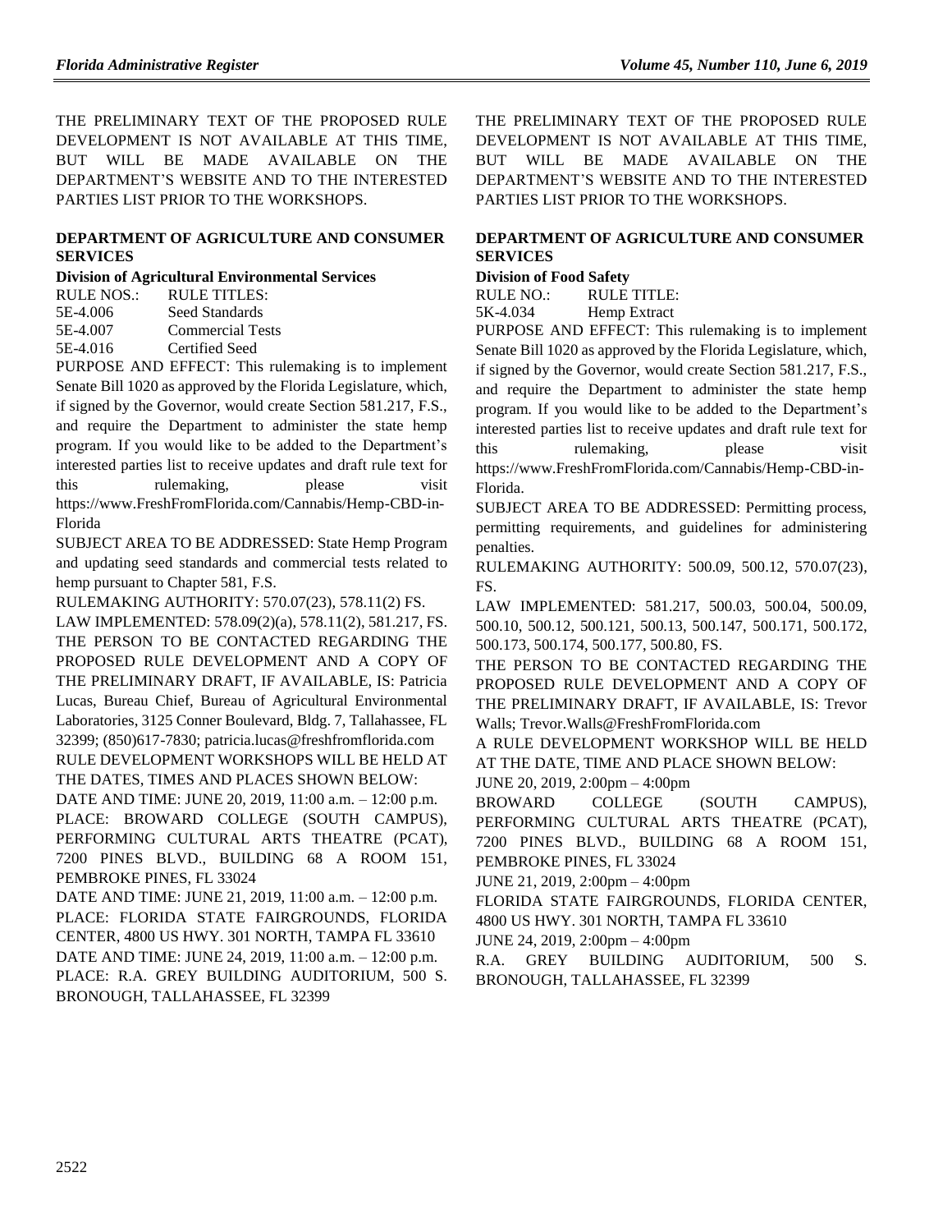THE PRELIMINARY TEXT OF THE PROPOSED RULE DEVELOPMENT IS NOT AVAILABLE AT THIS TIME, BUT WILL BE MADE AVAILABLE ON THE DEPARTMENT'S WEBSITE AND TO THE INTERESTED PARTIES LIST PRIOR TO THE WORKSHOPS.

### DEPARTMENT OF AGRICULTURE AND CONSUMER SERVICES

**Division of Agricultural Environmental Services**

| RULE NOS.: | RULE TITLES: |
|---|---|
| 5E-4.006 | Seed Standards |
| 5E-4.007 | Commercial Tests |
| 5E-4.016 | Certified Seed |

PURPOSE AND EFFECT: This rulemaking is to implement Senate Bill 1020 as approved by the Florida Legislature, which, if signed by the Governor, would create Section 581.217, F.S., and require the Department to administer the state hemp program. If you would like to be added to the Department's interested parties list to receive updates and draft rule text for this rulemaking, please visit https://www.FreshFromFlorida.com/Cannabis/Hemp-CBD-in-Florida

SUBJECT AREA TO BE ADDRESSED: State Hemp Program and updating seed standards and commercial tests related to hemp pursuant to Chapter 581, F.S.

RULEMAKING AUTHORITY: 570.07(23), 578.11(2) FS.

LAW IMPLEMENTED: 578.09(2)(a), 578.11(2), 581.217, FS.

THE PERSON TO BE CONTACTED REGARDING THE PROPOSED RULE DEVELOPMENT AND A COPY OF THE PRELIMINARY DRAFT, IF AVAILABLE, IS: Patricia Lucas, Bureau Chief, Bureau of Agricultural Environmental Laboratories, 3125 Conner Boulevard, Bldg. 7, Tallahassee, FL 32399; (850)617-7830; patricia.lucas@freshfromflorida.com

RULE DEVELOPMENT WORKSHOPS WILL BE HELD AT THE DATES, TIMES AND PLACES SHOWN BELOW:

DATE AND TIME: JUNE 20, 2019, 11:00 a.m. – 12:00 p.m.

PLACE: BROWARD COLLEGE (SOUTH CAMPUS), PERFORMING CULTURAL ARTS THEATRE (PCAT), 7200 PINES BLVD., BUILDING 68 A ROOM 151, PEMBROKE PINES, FL 33024

DATE AND TIME: JUNE 21, 2019, 11:00 a.m. – 12:00 p.m.

PLACE: FLORIDA STATE FAIRGROUNDS, FLORIDA CENTER, 4800 US HWY. 301 NORTH, TAMPA FL 33610

DATE AND TIME: JUNE 24, 2019, 11:00 a.m. – 12:00 p.m.

PLACE: R.A. GREY BUILDING AUDITORIUM, 500 S. BRONOUGH, TALLAHASSEE, FL 32399

THE PRELIMINARY TEXT OF THE PROPOSED RULE DEVELOPMENT IS NOT AVAILABLE AT THIS TIME, BUT WILL BE MADE AVAILABLE ON THE DEPARTMENT'S WEBSITE AND TO THE INTERESTED PARTIES LIST PRIOR TO THE WORKSHOPS.

### DEPARTMENT OF AGRICULTURE AND CONSUMER SERVICES

**Division of Food Safety**

| RULE NO.: | RULE TITLE: |
|---|---|
| 5K-4.034 | Hemp Extract |

PURPOSE AND EFFECT: This rulemaking is to implement Senate Bill 1020 as approved by the Florida Legislature, which, if signed by the Governor, would create Section 581.217, F.S., and require the Department to administer the state hemp program. If you would like to be added to the Department's interested parties list to receive updates and draft rule text for this rulemaking, please visit https://www.FreshFromFlorida.com/Cannabis/Hemp-CBD-in-Florida.

SUBJECT AREA TO BE ADDRESSED: Permitting process, permitting requirements, and guidelines for administering penalties.

RULEMAKING AUTHORITY: 500.09, 500.12, 570.07(23), FS.

LAW IMPLEMENTED: 581.217, 500.03, 500.04, 500.09, 500.10, 500.12, 500.121, 500.13, 500.147, 500.171, 500.172, 500.173, 500.174, 500.177, 500.80, FS.

THE PERSON TO BE CONTACTED REGARDING THE PROPOSED RULE DEVELOPMENT AND A COPY OF THE PRELIMINARY DRAFT, IF AVAILABLE, IS: Trevor Walls; Trevor.Walls@FreshFromFlorida.com

A RULE DEVELOPMENT WORKSHOP WILL BE HELD AT THE DATE, TIME AND PLACE SHOWN BELOW:

JUNE 20, 2019, 2:00pm – 4:00pm

BROWARD COLLEGE (SOUTH CAMPUS), PERFORMING CULTURAL ARTS THEATRE (PCAT), 7200 PINES BLVD., BUILDING 68 A ROOM 151, PEMBROKE PINES, FL 33024

JUNE 21, 2019, 2:00pm – 4:00pm

FLORIDA STATE FAIRGROUNDS, FLORIDA CENTER, 4800 US HWY. 301 NORTH, TAMPA FL 33610

JUNE 24, 2019, 2:00pm – 4:00pm

R.A. GREY BUILDING AUDITORIUM, 500 S. BRONOUGH, TALLAHASSEE, FL 32399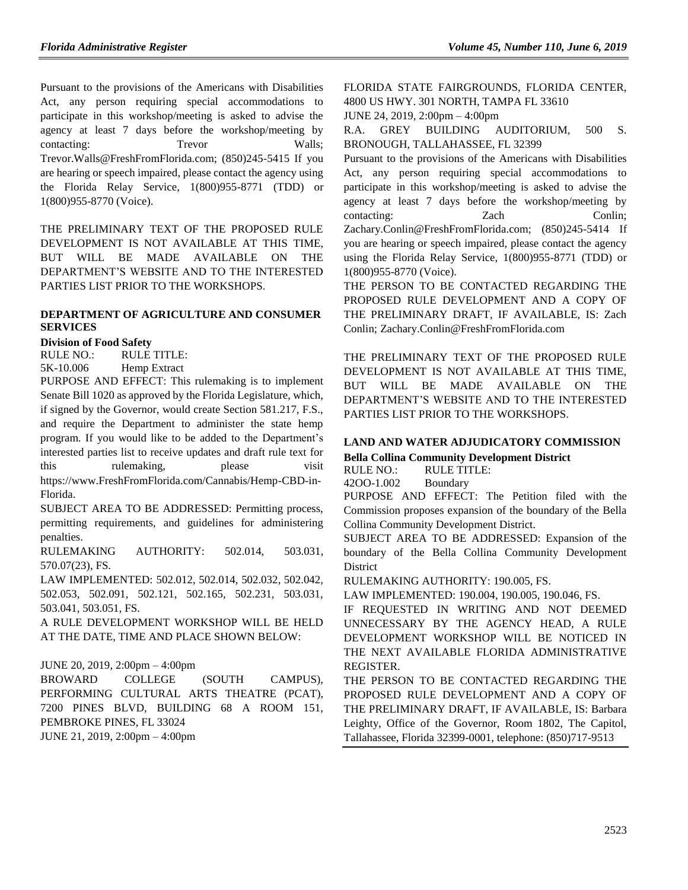Pursuant to the provisions of the Americans with Disabilities Act, any person requiring special accommodations to participate in this workshop/meeting is asked to advise the agency at least 7 days before the workshop/meeting by contacting: Trevor Walls; Trevor.Walls@FreshFromFlorida.com; (850)245-5415 If you are hearing or speech impaired, please contact the agency using the Florida Relay Service, 1(800)955-8771 (TDD) or 1(800)955-8770 (Voice).

THE PRELIMINARY TEXT OF THE PROPOSED RULE DEVELOPMENT IS NOT AVAILABLE AT THIS TIME, BUT WILL BE MADE AVAILABLE ON THE DEPARTMENT'S WEBSITE AND TO THE INTERESTED PARTIES LIST PRIOR TO THE WORKSHOPS.

## DEPARTMENT OF AGRICULTURE AND CONSUMER SERVICES

### Division of Food Safety

RULE NO.: RULE TITLE:

5K-10.006 Hemp Extract

PURPOSE AND EFFECT: This rulemaking is to implement Senate Bill 1020 as approved by the Florida Legislature, which, if signed by the Governor, would create Section 581.217, F.S., and require the Department to administer the state hemp program. If you would like to be added to the Department's interested parties list to receive updates and draft rule text for this rulemaking, please visit https://www.FreshFromFlorida.com/Cannabis/Hemp-CBD-in-Florida.

SUBJECT AREA TO BE ADDRESSED: Permitting process, permitting requirements, and guidelines for administering penalties.

RULEMAKING AUTHORITY: 502.014, 503.031, 570.07(23), FS.

LAW IMPLEMENTED: 502.012, 502.014, 502.032, 502.042, 502.053, 502.091, 502.121, 502.165, 502.231, 503.031, 503.041, 503.051, FS.

A RULE DEVELOPMENT WORKSHOP WILL BE HELD AT THE DATE, TIME AND PLACE SHOWN BELOW:

JUNE 20, 2019, 2:00pm – 4:00pm

BROWARD COLLEGE (SOUTH CAMPUS), PERFORMING CULTURAL ARTS THEATRE (PCAT), 7200 PINES BLVD, BUILDING 68 A ROOM 151, PEMBROKE PINES, FL 33024

JUNE 21, 2019, 2:00pm – 4:00pm

FLORIDA STATE FAIRGROUNDS, FLORIDA CENTER, 4800 US HWY. 301 NORTH, TAMPA FL 33610

JUNE 24, 2019, 2:00pm – 4:00pm

R.A. GREY BUILDING AUDITORIUM, 500 S. BRONOUGH, TALLAHASSEE, FL 32399

Pursuant to the provisions of the Americans with Disabilities Act, any person requiring special accommodations to participate in this workshop/meeting is asked to advise the agency at least 7 days before the workshop/meeting by contacting: Zach Conlin; Zachary.Conlin@FreshFromFlorida.com; (850)245-5414 If you are hearing or speech impaired, please contact the agency using the Florida Relay Service, 1(800)955-8771 (TDD) or 1(800)955-8770 (Voice).

THE PERSON TO BE CONTACTED REGARDING THE PROPOSED RULE DEVELOPMENT AND A COPY OF THE PRELIMINARY DRAFT, IF AVAILABLE, IS: Zach Conlin; Zachary.Conlin@FreshFromFlorida.com

THE PRELIMINARY TEXT OF THE PROPOSED RULE DEVELOPMENT IS NOT AVAILABLE AT THIS TIME, BUT WILL BE MADE AVAILABLE ON THE DEPARTMENT'S WEBSITE AND TO THE INTERESTED PARTIES LIST PRIOR TO THE WORKSHOPS.

## LAND AND WATER ADJUDICATORY COMMISSION

### Bella Collina Community Development District

RULE NO.: RULE TITLE:

42OO-1.002 Boundary

PURPOSE AND EFFECT: The Petition filed with the Commission proposes expansion of the boundary of the Bella Collina Community Development District.

SUBJECT AREA TO BE ADDRESSED: Expansion of the boundary of the Bella Collina Community Development District

RULEMAKING AUTHORITY: 190.005, FS.

LAW IMPLEMENTED: 190.004, 190.005, 190.046, FS.

IF REQUESTED IN WRITING AND NOT DEEMED UNNECESSARY BY THE AGENCY HEAD, A RULE DEVELOPMENT WORKSHOP WILL BE NOTICED IN THE NEXT AVAILABLE FLORIDA ADMINISTRATIVE REGISTER.

THE PERSON TO BE CONTACTED REGARDING THE PROPOSED RULE DEVELOPMENT AND A COPY OF THE PRELIMINARY DRAFT, IF AVAILABLE, IS: Barbara Leighty, Office of the Governor, Room 1802, The Capitol, Tallahassee, Florida 32399-0001, telephone: (850)717-9513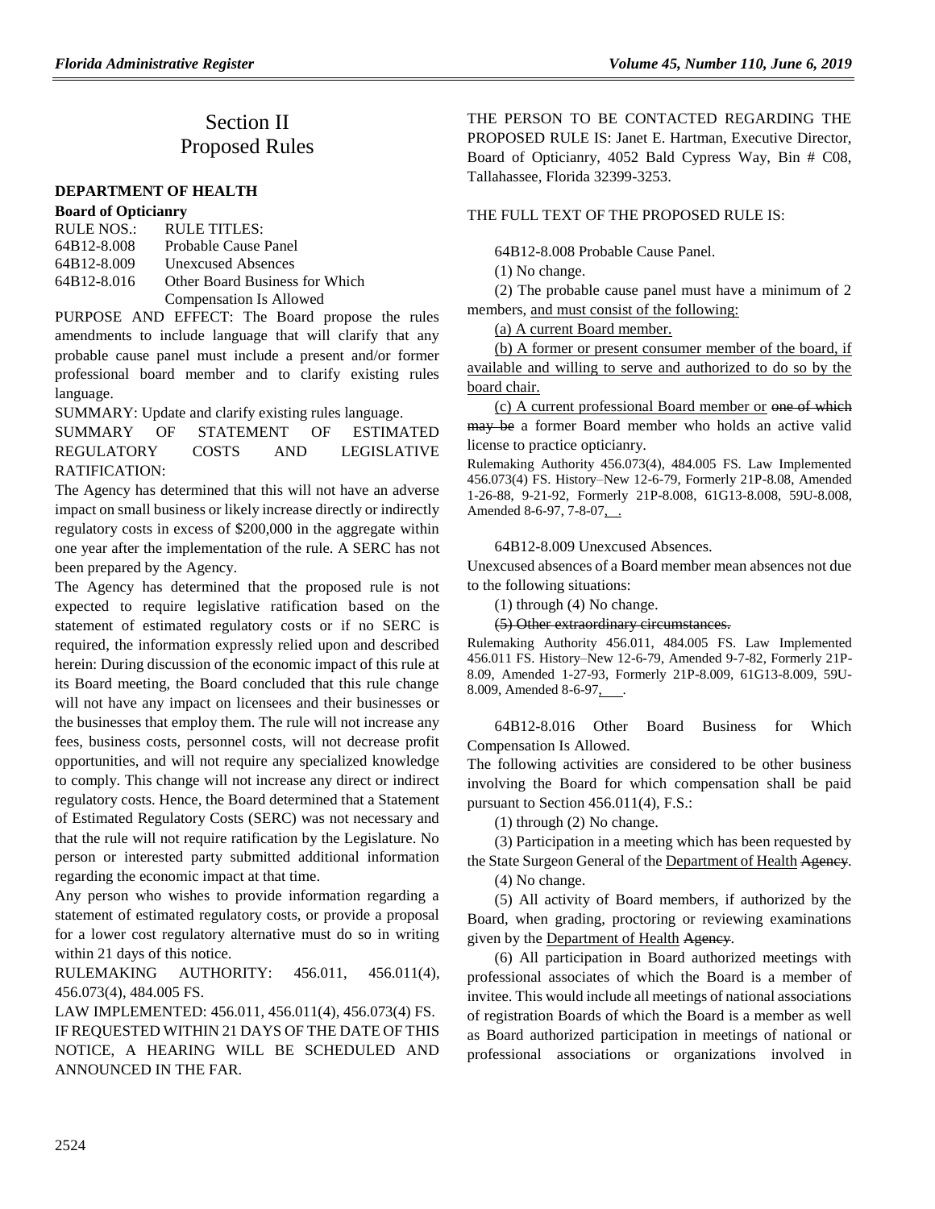# Section II
# Proposed Rules

## DEPARTMENT OF HEALTH

### Board of Opticianry

| RULE NOS.: | RULE TITLES: |
|---|---|
| 64B12-8.008 | Probable Cause Panel |
| 64B12-8.009 | Unexcused Absences |
| 64B12-8.016 | Other Board Business for Which Compensation Is Allowed |

PURPOSE AND EFFECT: The Board propose the rules amendments to include language that will clarify that any probable cause panel must include a present and/or former professional board member and to clarify existing rules language.

SUMMARY: Update and clarify existing rules language.

SUMMARY OF STATEMENT OF ESTIMATED REGULATORY COSTS AND LEGISLATIVE RATIFICATION:

The Agency has determined that this will not have an adverse impact on small business or likely increase directly or indirectly regulatory costs in excess of $200,000 in the aggregate within one year after the implementation of the rule. A SERC has not been prepared by the Agency.

The Agency has determined that the proposed rule is not expected to require legislative ratification based on the statement of estimated regulatory costs or if no SERC is required, the information expressly relied upon and described herein: During discussion of the economic impact of this rule at its Board meeting, the Board concluded that this rule change will not have any impact on licensees and their businesses or the businesses that employ them. The rule will not increase any fees, business costs, personnel costs, will not decrease profit opportunities, and will not require any specialized knowledge to comply. This change will not increase any direct or indirect regulatory costs. Hence, the Board determined that a Statement of Estimated Regulatory Costs (SERC) was not necessary and that the rule will not require ratification by the Legislature. No person or interested party submitted additional information regarding the economic impact at that time.

Any person who wishes to provide information regarding a statement of estimated regulatory costs, or provide a proposal for a lower cost regulatory alternative must do so in writing within 21 days of this notice.

RULEMAKING AUTHORITY: 456.011, 456.011(4), 456.073(4), 484.005 FS.

LAW IMPLEMENTED: 456.011, 456.011(4), 456.073(4) FS.

IF REQUESTED WITHIN 21 DAYS OF THE DATE OF THIS NOTICE, A HEARING WILL BE SCHEDULED AND ANNOUNCED IN THE FAR.

THE PERSON TO BE CONTACTED REGARDING THE PROPOSED RULE IS: Janet E. Hartman, Executive Director, Board of Opticianry, 4052 Bald Cypress Way, Bin # C08, Tallahassee, Florida 32399-3253.

THE FULL TEXT OF THE PROPOSED RULE IS:

64B12-8.008 Probable Cause Panel.

(1) No change.

(2) The probable cause panel must have a minimum of 2 members, <u>and must consist of the following:</u>

<u>(a) A current Board member.</u>

<u>(b) A former or present consumer member of the board, if available and willing to serve and authorized to do so by the board chair.</u>

<u>(c) A current professional Board member or</u> ~~one of which may be~~ a former Board member who holds an active valid license to practice opticianry.

Rulemaking Authority 456.073(4), 484.005 FS. Law Implemented 456.073(4) FS. History–New 12-6-79, Formerly 21P-8.08, Amended 1-26-88, 9-21-92, Formerly 21P-8.008, 61G13-8.008, 59U-8.008, Amended 8-6-97, 7-8-07<u>, .</u>

64B12-8.009 Unexcused Absences.

Unexcused absences of a Board member mean absences not due to the following situations:

(1) through (4) No change.

~~(5) Other extraordinary circumstances.~~

Rulemaking Authority 456.011, 484.005 FS. Law Implemented 456.011 FS. History–New 12-6-79, Amended 9-7-82, Formerly 21P-8.09, Amended 1-27-93, Formerly 21P-8.009, 61G13-8.009, 59U-8.009, Amended 8-6-97<u>, .</u>

64B12-8.016 Other Board Business for Which Compensation Is Allowed.

The following activities are considered to be other business involving the Board for which compensation shall be paid pursuant to Section 456.011(4), F.S.:

(1) through (2) No change.

(3) Participation in a meeting which has been requested by the State Surgeon General of the <u>Department of Health</u> ~~Agency~~.

(4) No change.

(5) All activity of Board members, if authorized by the Board, when grading, proctoring or reviewing examinations given by the <u>Department of Health</u> ~~Agency~~.

(6) All participation in Board authorized meetings with professional associates of which the Board is a member of invitee. This would include all meetings of national associations of registration Boards of which the Board is a member as well as Board authorized participation in meetings of national or professional associations or organizations involved in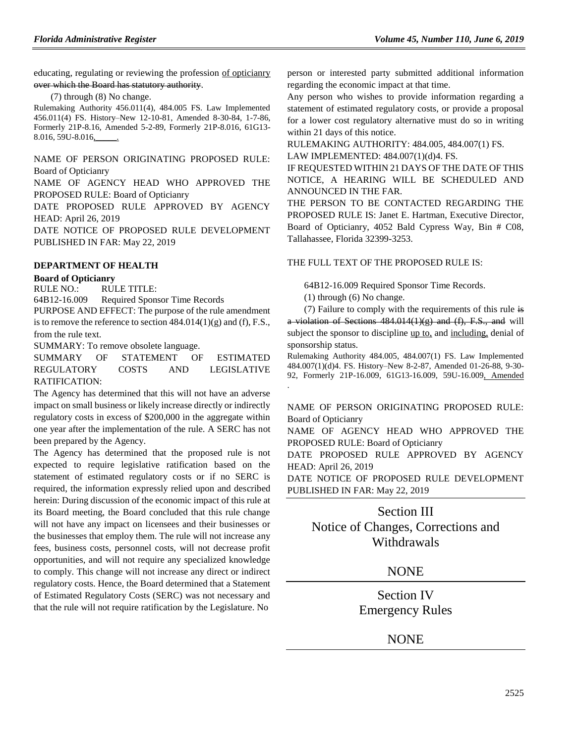educating, regulating or reviewing the profession <u>of opticianry</u> ~~over which the Board has statutory authority~~.

(7) through (8) No change.

Rulemaking Authority 456.011(4), 484.005 FS. Law Implemented 456.011(4) FS. History–New 12-10-81, Amended 8-30-84, 1-7-86, Formerly 21P-8.16, Amended 5-2-89, Formerly 21P-8.016, 61G13-8.016, 59U-8.016<u>,\_\_\_\_\_</u>.

NAME OF PERSON ORIGINATING PROPOSED RULE: Board of Opticianry

NAME OF AGENCY HEAD WHO APPROVED THE PROPOSED RULE: Board of Opticianry

DATE PROPOSED RULE APPROVED BY AGENCY HEAD: April 26, 2019

DATE NOTICE OF PROPOSED RULE DEVELOPMENT PUBLISHED IN FAR: May 22, 2019

### DEPARTMENT OF HEALTH

**Board of Opticianry**

RULE NO.: RULE TITLE:

64B12-16.009 Required Sponsor Time Records

PURPOSE AND EFFECT: The purpose of the rule amendment is to remove the reference to section 484.014(1)(g) and (f), F.S., from the rule text.

SUMMARY: To remove obsolete language.

SUMMARY OF STATEMENT OF ESTIMATED REGULATORY COSTS AND LEGISLATIVE RATIFICATION:

The Agency has determined that this will not have an adverse impact on small business or likely increase directly or indirectly regulatory costs in excess of $200,000 in the aggregate within one year after the implementation of the rule. A SERC has not been prepared by the Agency.

The Agency has determined that the proposed rule is not expected to require legislative ratification based on the statement of estimated regulatory costs or if no SERC is required, the information expressly relied upon and described herein: During discussion of the economic impact of this rule at its Board meeting, the Board concluded that this rule change will not have any impact on licensees and their businesses or the businesses that employ them. The rule will not increase any fees, business costs, personnel costs, will not decrease profit opportunities, and will not require any specialized knowledge to comply. This change will not increase any direct or indirect regulatory costs. Hence, the Board determined that a Statement of Estimated Regulatory Costs (SERC) was not necessary and that the rule will not require ratification by the Legislature. No person or interested party submitted additional information regarding the economic impact at that time.

Any person who wishes to provide information regarding a statement of estimated regulatory costs, or provide a proposal for a lower cost regulatory alternative must do so in writing within 21 days of this notice.

RULEMAKING AUTHORITY: 484.005, 484.007(1) FS.

LAW IMPLEMENTED: 484.007(1)(d)4. FS.

IF REQUESTED WITHIN 21 DAYS OF THE DATE OF THIS NOTICE, A HEARING WILL BE SCHEDULED AND ANNOUNCED IN THE FAR.

THE PERSON TO BE CONTACTED REGARDING THE PROPOSED RULE IS: Janet E. Hartman, Executive Director, Board of Opticianry, 4052 Bald Cypress Way, Bin # C08, Tallahassee, Florida 32399-3253.

THE FULL TEXT OF THE PROPOSED RULE IS:

64B12-16.009 Required Sponsor Time Records.

(1) through (6) No change.

(7) Failure to comply with the requirements of this rule ~~is a violation of Sections 484.014(1)(g) and (f), F.S., and~~ will subject the sponsor to discipline <u>up to,</u> and <u>including,</u> denial of sponsorship status.

Rulemaking Authority 484.005, 484.007(1) FS. Law Implemented 484.007(1)(d)4. FS. History–New 8-2-87, Amended 01-26-88, 9-30-92, Formerly 21P-16.009, 61G13-16.009, 59U-16.009<u>, Amended</u> .

NAME OF PERSON ORIGINATING PROPOSED RULE: Board of Opticianry

NAME OF AGENCY HEAD WHO APPROVED THE PROPOSED RULE: Board of Opticianry

DATE PROPOSED RULE APPROVED BY AGENCY HEAD: April 26, 2019

DATE NOTICE OF PROPOSED RULE DEVELOPMENT PUBLISHED IN FAR: May 22, 2019

## Section III
## Notice of Changes, Corrections and Withdrawals

NONE

## Section IV
## Emergency Rules

NONE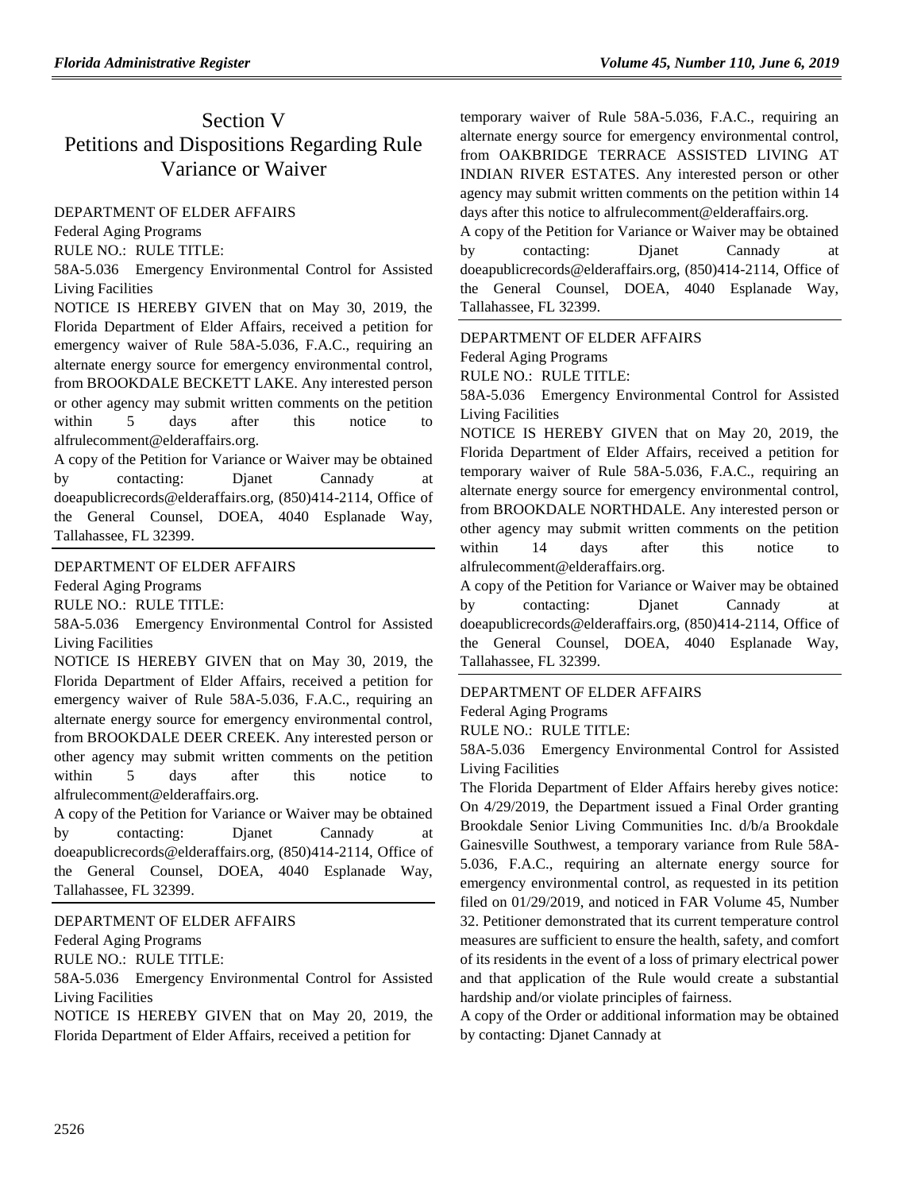# Section V
# Petitions and Dispositions Regarding Rule Variance or Waiver

DEPARTMENT OF ELDER AFFAIRS

Federal Aging Programs

RULE NO.: RULE TITLE:

58A-5.036 Emergency Environmental Control for Assisted Living Facilities

NOTICE IS HEREBY GIVEN that on May 30, 2019, the Florida Department of Elder Affairs, received a petition for emergency waiver of Rule 58A-5.036, F.A.C., requiring an alternate energy source for emergency environmental control, from BROOKDALE BECKETT LAKE. Any interested person or other agency may submit written comments on the petition within 5 days after this notice to alfrulecomment@elderaffairs.org.

A copy of the Petition for Variance or Waiver may be obtained by contacting: Djanet Cannady at doeapublicrecords@elderaffairs.org, (850)414-2114, Office of the General Counsel, DOEA, 4040 Esplanade Way, Tallahassee, FL 32399.

---

DEPARTMENT OF ELDER AFFAIRS

Federal Aging Programs

RULE NO.: RULE TITLE:

58A-5.036 Emergency Environmental Control for Assisted Living Facilities

NOTICE IS HEREBY GIVEN that on May 30, 2019, the Florida Department of Elder Affairs, received a petition for emergency waiver of Rule 58A-5.036, F.A.C., requiring an alternate energy source for emergency environmental control, from BROOKDALE DEER CREEK. Any interested person or other agency may submit written comments on the petition within 5 days after this notice to alfrulecomment@elderaffairs.org.

A copy of the Petition for Variance or Waiver may be obtained by contacting: Djanet Cannady at doeapublicrecords@elderaffairs.org, (850)414-2114, Office of the General Counsel, DOEA, 4040 Esplanade Way, Tallahassee, FL 32399.

---

DEPARTMENT OF ELDER AFFAIRS

Federal Aging Programs

RULE NO.: RULE TITLE:

58A-5.036 Emergency Environmental Control for Assisted Living Facilities

NOTICE IS HEREBY GIVEN that on May 20, 2019, the Florida Department of Elder Affairs, received a petition for temporary waiver of Rule 58A-5.036, F.A.C., requiring an alternate energy source for emergency environmental control, from OAKBRIDGE TERRACE ASSISTED LIVING AT INDIAN RIVER ESTATES. Any interested person or other agency may submit written comments on the petition within 14 days after this notice to alfrulecomment@elderaffairs.org.

A copy of the Petition for Variance or Waiver may be obtained by contacting: Djanet Cannady at doeapublicrecords@elderaffairs.org, (850)414-2114, Office of the General Counsel, DOEA, 4040 Esplanade Way, Tallahassee, FL 32399.

---

DEPARTMENT OF ELDER AFFAIRS

Federal Aging Programs

RULE NO.: RULE TITLE:

58A-5.036 Emergency Environmental Control for Assisted Living Facilities

NOTICE IS HEREBY GIVEN that on May 20, 2019, the Florida Department of Elder Affairs, received a petition for temporary waiver of Rule 58A-5.036, F.A.C., requiring an alternate energy source for emergency environmental control, from BROOKDALE NORTHDALE. Any interested person or other agency may submit written comments on the petition within 14 days after this notice to alfrulecomment@elderaffairs.org.

A copy of the Petition for Variance or Waiver may be obtained by contacting: Djanet Cannady at doeapublicrecords@elderaffairs.org, (850)414-2114, Office of the General Counsel, DOEA, 4040 Esplanade Way, Tallahassee, FL 32399.

---

DEPARTMENT OF ELDER AFFAIRS

Federal Aging Programs

RULE NO.: RULE TITLE:

58A-5.036 Emergency Environmental Control for Assisted Living Facilities

The Florida Department of Elder Affairs hereby gives notice: On 4/29/2019, the Department issued a Final Order granting Brookdale Senior Living Communities Inc. d/b/a Brookdale Gainesville Southwest, a temporary variance from Rule 58A-5.036, F.A.C., requiring an alternate energy source for emergency environmental control, as requested in its petition filed on 01/29/2019, and noticed in FAR Volume 45, Number 32. Petitioner demonstrated that its current temperature control measures are sufficient to ensure the health, safety, and comfort of its residents in the event of a loss of primary electrical power and that application of the Rule would create a substantial hardship and/or violate principles of fairness.

A copy of the Order or additional information may be obtained by contacting: Djanet Cannady at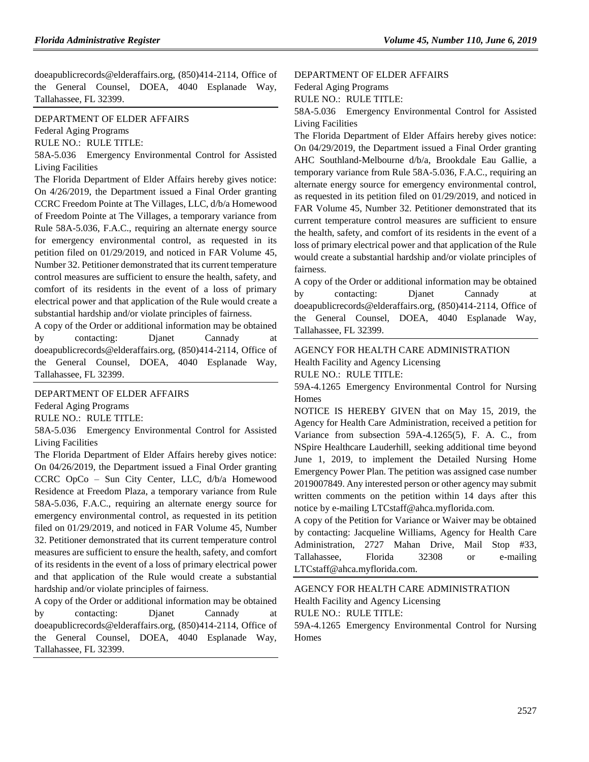doeapublicrecords@elderaffairs.org, (850)414-2114, Office of the General Counsel, DOEA, 4040 Esplanade Way, Tallahassee, FL 32399.

DEPARTMENT OF ELDER AFFAIRS

Federal Aging Programs

RULE NO.: RULE TITLE:

58A-5.036 Emergency Environmental Control for Assisted Living Facilities

The Florida Department of Elder Affairs hereby gives notice: On 4/26/2019, the Department issued a Final Order granting CCRC Freedom Pointe at The Villages, LLC, d/b/a Homewood of Freedom Pointe at The Villages, a temporary variance from Rule 58A-5.036, F.A.C., requiring an alternate energy source for emergency environmental control, as requested in its petition filed on 01/29/2019, and noticed in FAR Volume 45, Number 32. Petitioner demonstrated that its current temperature control measures are sufficient to ensure the health, safety, and comfort of its residents in the event of a loss of primary electrical power and that application of the Rule would create a substantial hardship and/or violate principles of fairness.

A copy of the Order or additional information may be obtained by contacting: Djanet Cannady at doeapublicrecords@elderaffairs.org, (850)414-2114, Office of the General Counsel, DOEA, 4040 Esplanade Way, Tallahassee, FL 32399.

DEPARTMENT OF ELDER AFFAIRS

Federal Aging Programs

RULE NO.: RULE TITLE:

58A-5.036 Emergency Environmental Control for Assisted Living Facilities

The Florida Department of Elder Affairs hereby gives notice: On 04/26/2019, the Department issued a Final Order granting CCRC OpCo – Sun City Center, LLC, d/b/a Homewood Residence at Freedom Plaza, a temporary variance from Rule 58A-5.036, F.A.C., requiring an alternate energy source for emergency environmental control, as requested in its petition filed on 01/29/2019, and noticed in FAR Volume 45, Number 32. Petitioner demonstrated that its current temperature control measures are sufficient to ensure the health, safety, and comfort of its residents in the event of a loss of primary electrical power and that application of the Rule would create a substantial hardship and/or violate principles of fairness.

A copy of the Order or additional information may be obtained by contacting: Djanet Cannady at doeapublicrecords@elderaffairs.org, (850)414-2114, Office of the General Counsel, DOEA, 4040 Esplanade Way, Tallahassee, FL 32399.

DEPARTMENT OF ELDER AFFAIRS

Federal Aging Programs

RULE NO.: RULE TITLE:

58A-5.036 Emergency Environmental Control for Assisted Living Facilities

The Florida Department of Elder Affairs hereby gives notice: On 04/29/2019, the Department issued a Final Order granting AHC Southland-Melbourne d/b/a, Brookdale Eau Gallie, a temporary variance from Rule 58A-5.036, F.A.C., requiring an alternate energy source for emergency environmental control, as requested in its petition filed on 01/29/2019, and noticed in FAR Volume 45, Number 32. Petitioner demonstrated that its current temperature control measures are sufficient to ensure the health, safety, and comfort of its residents in the event of a loss of primary electrical power and that application of the Rule would create a substantial hardship and/or violate principles of fairness.

A copy of the Order or additional information may be obtained by contacting: Djanet Cannady at doeapublicrecords@elderaffairs.org, (850)414-2114, Office of the General Counsel, DOEA, 4040 Esplanade Way, Tallahassee, FL 32399.

AGENCY FOR HEALTH CARE ADMINISTRATION

Health Facility and Agency Licensing

RULE NO.: RULE TITLE:

59A-4.1265 Emergency Environmental Control for Nursing Homes

NOTICE IS HEREBY GIVEN that on May 15, 2019, the Agency for Health Care Administration, received a petition for Variance from subsection 59A-4.1265(5), F. A. C., from NSpire Healthcare Lauderhill, seeking additional time beyond June 1, 2019, to implement the Detailed Nursing Home Emergency Power Plan. The petition was assigned case number 2019007849. Any interested person or other agency may submit written comments on the petition within 14 days after this notice by e-mailing LTCstaff@ahca.myflorida.com.

A copy of the Petition for Variance or Waiver may be obtained by contacting: Jacqueline Williams, Agency for Health Care Administration, 2727 Mahan Drive, Mail Stop #33, Tallahassee, Florida 32308 or e-mailing LTCstaff@ahca.myflorida.com.

AGENCY FOR HEALTH CARE ADMINISTRATION

Health Facility and Agency Licensing

RULE NO.: RULE TITLE:

59A-4.1265 Emergency Environmental Control for Nursing Homes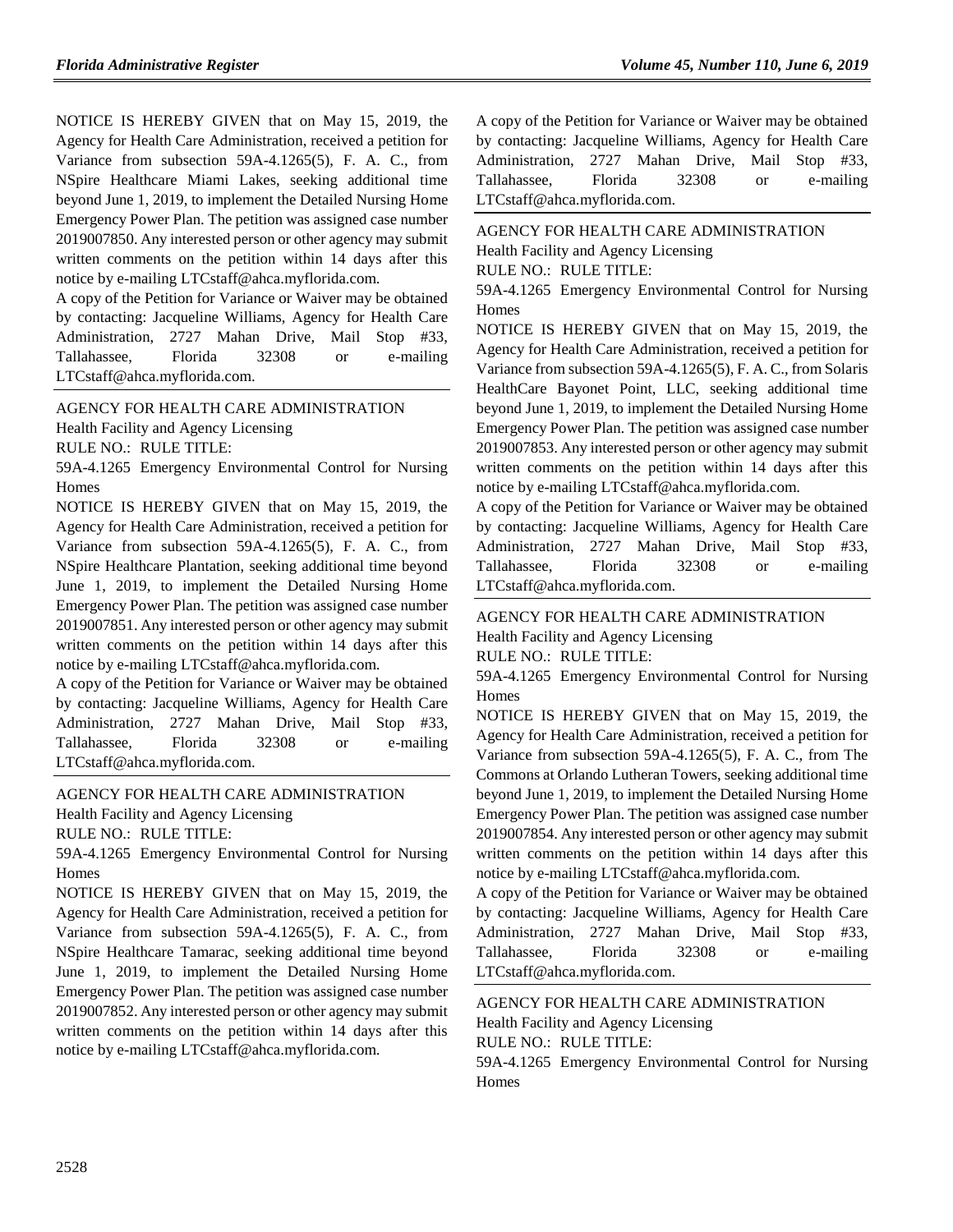NOTICE IS HEREBY GIVEN that on May 15, 2019, the Agency for Health Care Administration, received a petition for Variance from subsection 59A-4.1265(5), F. A. C., from NSpire Healthcare Miami Lakes, seeking additional time beyond June 1, 2019, to implement the Detailed Nursing Home Emergency Power Plan. The petition was assigned case number 2019007850. Any interested person or other agency may submit written comments on the petition within 14 days after this notice by e-mailing LTCstaff@ahca.myflorida.com.

A copy of the Petition for Variance or Waiver may be obtained by contacting: Jacqueline Williams, Agency for Health Care Administration, 2727 Mahan Drive, Mail Stop #33, Tallahassee, Florida 32308 or e-mailing LTCstaff@ahca.myflorida.com.

---

AGENCY FOR HEALTH CARE ADMINISTRATION

Health Facility and Agency Licensing

RULE NO.: RULE TITLE:

59A-4.1265 Emergency Environmental Control for Nursing Homes

NOTICE IS HEREBY GIVEN that on May 15, 2019, the Agency for Health Care Administration, received a petition for Variance from subsection 59A-4.1265(5), F. A. C., from NSpire Healthcare Plantation, seeking additional time beyond June 1, 2019, to implement the Detailed Nursing Home Emergency Power Plan. The petition was assigned case number 2019007851. Any interested person or other agency may submit written comments on the petition within 14 days after this notice by e-mailing LTCstaff@ahca.myflorida.com.

A copy of the Petition for Variance or Waiver may be obtained by contacting: Jacqueline Williams, Agency for Health Care Administration, 2727 Mahan Drive, Mail Stop #33, Tallahassee, Florida 32308 or e-mailing LTCstaff@ahca.myflorida.com.

---

AGENCY FOR HEALTH CARE ADMINISTRATION

Health Facility and Agency Licensing

RULE NO.: RULE TITLE:

59A-4.1265 Emergency Environmental Control for Nursing Homes

NOTICE IS HEREBY GIVEN that on May 15, 2019, the Agency for Health Care Administration, received a petition for Variance from subsection 59A-4.1265(5), F. A. C., from NSpire Healthcare Tamarac, seeking additional time beyond June 1, 2019, to implement the Detailed Nursing Home Emergency Power Plan. The petition was assigned case number 2019007852. Any interested person or other agency may submit written comments on the petition within 14 days after this notice by e-mailing LTCstaff@ahca.myflorida.com.

A copy of the Petition for Variance or Waiver may be obtained by contacting: Jacqueline Williams, Agency for Health Care Administration, 2727 Mahan Drive, Mail Stop #33, Tallahassee, Florida 32308 or e-mailing LTCstaff@ahca.myflorida.com.

---

AGENCY FOR HEALTH CARE ADMINISTRATION

Health Facility and Agency Licensing

RULE NO.: RULE TITLE:

59A-4.1265 Emergency Environmental Control for Nursing Homes

NOTICE IS HEREBY GIVEN that on May 15, 2019, the Agency for Health Care Administration, received a petition for Variance from subsection 59A-4.1265(5), F. A. C., from Solaris HealthCare Bayonet Point, LLC, seeking additional time beyond June 1, 2019, to implement the Detailed Nursing Home Emergency Power Plan. The petition was assigned case number 2019007853. Any interested person or other agency may submit written comments on the petition within 14 days after this notice by e-mailing LTCstaff@ahca.myflorida.com.

A copy of the Petition for Variance or Waiver may be obtained by contacting: Jacqueline Williams, Agency for Health Care Administration, 2727 Mahan Drive, Mail Stop #33, Tallahassee, Florida 32308 or e-mailing LTCstaff@ahca.myflorida.com.

---

AGENCY FOR HEALTH CARE ADMINISTRATION

Health Facility and Agency Licensing

RULE NO.: RULE TITLE:

59A-4.1265 Emergency Environmental Control for Nursing Homes

NOTICE IS HEREBY GIVEN that on May 15, 2019, the Agency for Health Care Administration, received a petition for Variance from subsection 59A-4.1265(5), F. A. C., from The Commons at Orlando Lutheran Towers, seeking additional time beyond June 1, 2019, to implement the Detailed Nursing Home Emergency Power Plan. The petition was assigned case number 2019007854. Any interested person or other agency may submit written comments on the petition within 14 days after this notice by e-mailing LTCstaff@ahca.myflorida.com.

A copy of the Petition for Variance or Waiver may be obtained by contacting: Jacqueline Williams, Agency for Health Care Administration, 2727 Mahan Drive, Mail Stop #33, Tallahassee, Florida 32308 or e-mailing LTCstaff@ahca.myflorida.com.

---

AGENCY FOR HEALTH CARE ADMINISTRATION

Health Facility and Agency Licensing

RULE NO.: RULE TITLE:

59A-4.1265 Emergency Environmental Control for Nursing Homes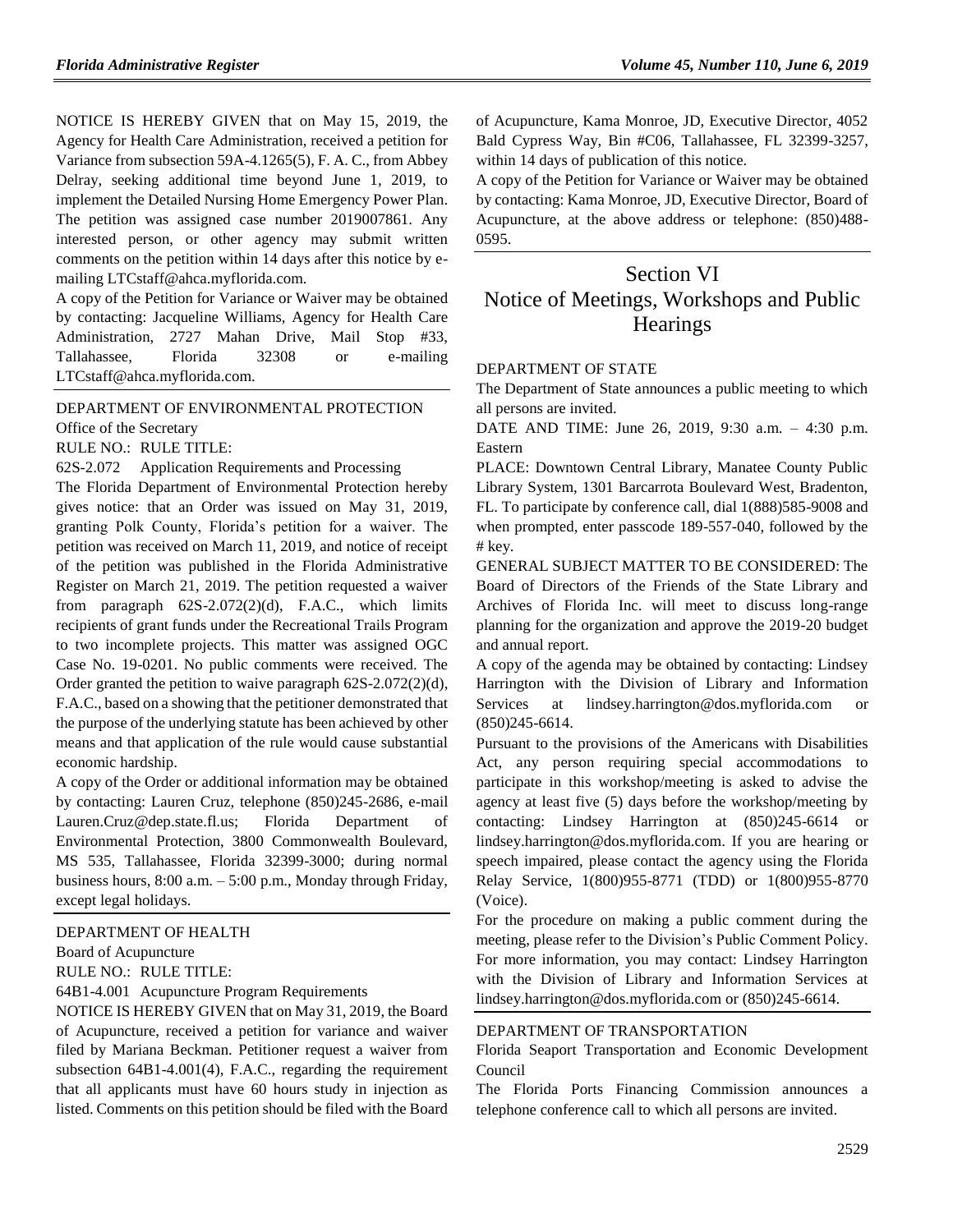NOTICE IS HEREBY GIVEN that on May 15, 2019, the Agency for Health Care Administration, received a petition for Variance from subsection 59A-4.1265(5), F. A. C., from Abbey Delray, seeking additional time beyond June 1, 2019, to implement the Detailed Nursing Home Emergency Power Plan. The petition was assigned case number 2019007861. Any interested person, or other agency may submit written comments on the petition within 14 days after this notice by e-mailing LTCstaff@ahca.myflorida.com.

A copy of the Petition for Variance or Waiver may be obtained by contacting: Jacqueline Williams, Agency for Health Care Administration, 2727 Mahan Drive, Mail Stop #33, Tallahassee, Florida 32308 or e-mailing LTCstaff@ahca.myflorida.com.

DEPARTMENT OF ENVIRONMENTAL PROTECTION

Office of the Secretary

RULE NO.: RULE TITLE:

62S-2.072 Application Requirements and Processing

The Florida Department of Environmental Protection hereby gives notice: that an Order was issued on May 31, 2019, granting Polk County, Florida's petition for a waiver. The petition was received on March 11, 2019, and notice of receipt of the petition was published in the Florida Administrative Register on March 21, 2019. The petition requested a waiver from paragraph 62S-2.072(2)(d), F.A.C., which limits recipients of grant funds under the Recreational Trails Program to two incomplete projects. This matter was assigned OGC Case No. 19-0201. No public comments were received. The Order granted the petition to waive paragraph 62S-2.072(2)(d), F.A.C., based on a showing that the petitioner demonstrated that the purpose of the underlying statute has been achieved by other means and that application of the rule would cause substantial economic hardship.

A copy of the Order or additional information may be obtained by contacting: Lauren Cruz, telephone (850)245-2686, e-mail Lauren.Cruz@dep.state.fl.us; Florida Department of Environmental Protection, 3800 Commonwealth Boulevard, MS 535, Tallahassee, Florida 32399-3000; during normal business hours, 8:00 a.m. – 5:00 p.m., Monday through Friday, except legal holidays.

DEPARTMENT OF HEALTH

Board of Acupuncture

RULE NO.: RULE TITLE:

64B1-4.001 Acupuncture Program Requirements

NOTICE IS HEREBY GIVEN that on May 31, 2019, the Board of Acupuncture, received a petition for variance and waiver filed by Mariana Beckman. Petitioner request a waiver from subsection 64B1-4.001(4), F.A.C., regarding the requirement that all applicants must have 60 hours study in injection as listed. Comments on this petition should be filed with the Board of Acupuncture, Kama Monroe, JD, Executive Director, 4052 Bald Cypress Way, Bin #C06, Tallahassee, FL 32399-3257, within 14 days of publication of this notice.

A copy of the Petition for Variance or Waiver may be obtained by contacting: Kama Monroe, JD, Executive Director, Board of Acupuncture, at the above address or telephone: (850)488-0595.

# Section VI
# Notice of Meetings, Workshops and Public Hearings

DEPARTMENT OF STATE

The Department of State announces a public meeting to which all persons are invited.

DATE AND TIME: June 26, 2019, 9:30 a.m. – 4:30 p.m. Eastern

PLACE: Downtown Central Library, Manatee County Public Library System, 1301 Barcarrota Boulevard West, Bradenton, FL. To participate by conference call, dial 1(888)585-9008 and when prompted, enter passcode 189-557-040, followed by the # key.

GENERAL SUBJECT MATTER TO BE CONSIDERED: The Board of Directors of the Friends of the State Library and Archives of Florida Inc. will meet to discuss long-range planning for the organization and approve the 2019-20 budget and annual report.

A copy of the agenda may be obtained by contacting: Lindsey Harrington with the Division of Library and Information Services at lindsey.harrington@dos.myflorida.com or (850)245-6614.

Pursuant to the provisions of the Americans with Disabilities Act, any person requiring special accommodations to participate in this workshop/meeting is asked to advise the agency at least five (5) days before the workshop/meeting by contacting: Lindsey Harrington at (850)245-6614 or lindsey.harrington@dos.myflorida.com. If you are hearing or speech impaired, please contact the agency using the Florida Relay Service, 1(800)955-8771 (TDD) or 1(800)955-8770 (Voice).

For the procedure on making a public comment during the meeting, please refer to the Division's Public Comment Policy. For more information, you may contact: Lindsey Harrington with the Division of Library and Information Services at lindsey.harrington@dos.myflorida.com or (850)245-6614.

DEPARTMENT OF TRANSPORTATION

Florida Seaport Transportation and Economic Development Council

The Florida Ports Financing Commission announces a telephone conference call to which all persons are invited.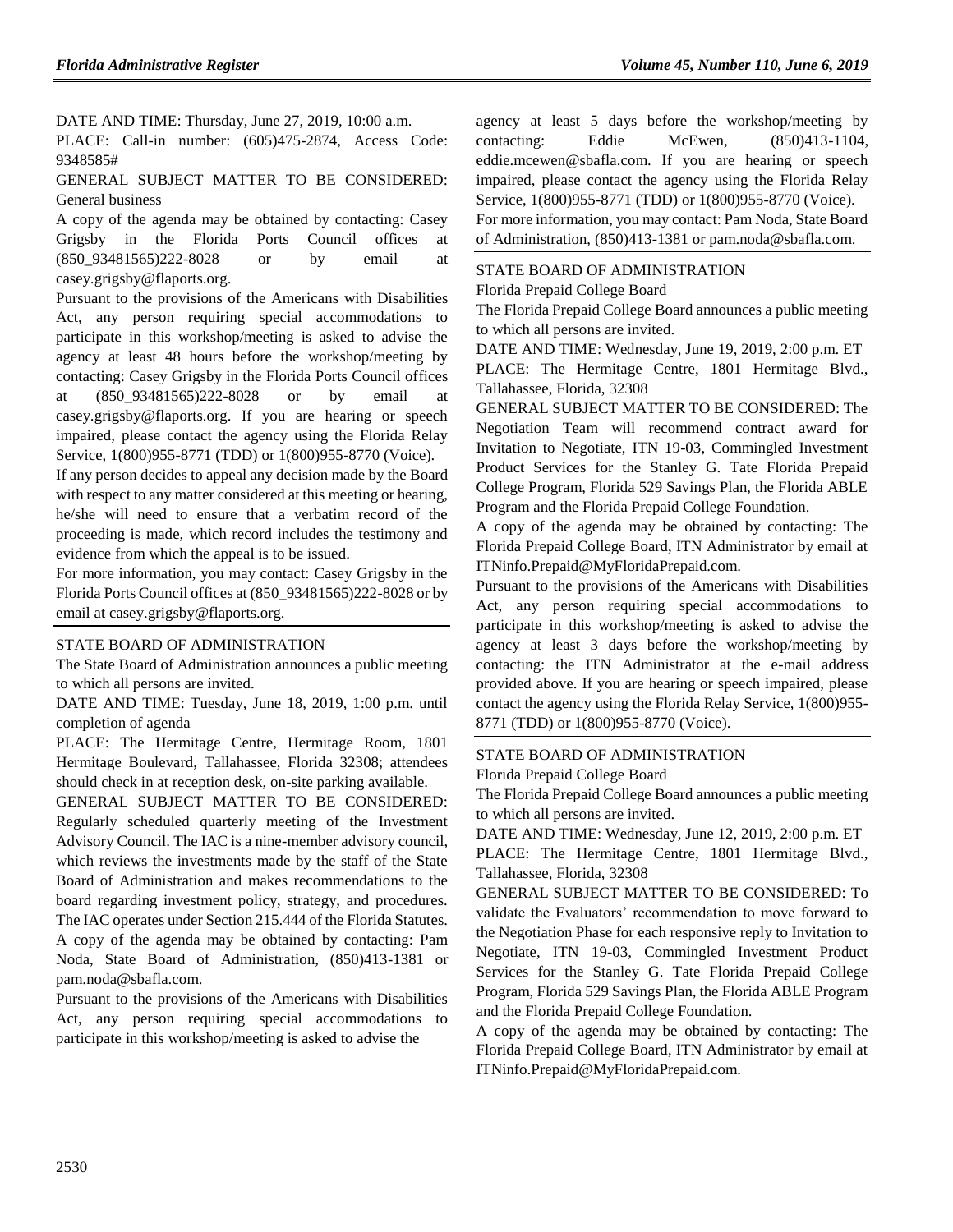DATE AND TIME: Thursday, June 27, 2019, 10:00 a.m.

PLACE: Call-in number: (605)475-2874, Access Code: 9348585#

GENERAL SUBJECT MATTER TO BE CONSIDERED: General business

A copy of the agenda may be obtained by contacting: Casey Grigsby in the Florida Ports Council offices at (850_93481565)222-8028 or by email at casey.grigsby@flaports.org.

Pursuant to the provisions of the Americans with Disabilities Act, any person requiring special accommodations to participate in this workshop/meeting is asked to advise the agency at least 48 hours before the workshop/meeting by contacting: Casey Grigsby in the Florida Ports Council offices at (850_93481565)222-8028 or by email at casey.grigsby@flaports.org. If you are hearing or speech impaired, please contact the agency using the Florida Relay Service, 1(800)955-8771 (TDD) or 1(800)955-8770 (Voice).

If any person decides to appeal any decision made by the Board with respect to any matter considered at this meeting or hearing, he/she will need to ensure that a verbatim record of the proceeding is made, which record includes the testimony and evidence from which the appeal is to be issued.

For more information, you may contact: Casey Grigsby in the Florida Ports Council offices at (850_93481565)222-8028 or by email at casey.grigsby@flaports.org.

## STATE BOARD OF ADMINISTRATION

The State Board of Administration announces a public meeting to which all persons are invited.

DATE AND TIME: Tuesday, June 18, 2019, 1:00 p.m. until completion of agenda

PLACE: The Hermitage Centre, Hermitage Room, 1801 Hermitage Boulevard, Tallahassee, Florida 32308; attendees should check in at reception desk, on-site parking available.

GENERAL SUBJECT MATTER TO BE CONSIDERED: Regularly scheduled quarterly meeting of the Investment Advisory Council. The IAC is a nine-member advisory council, which reviews the investments made by the staff of the State Board of Administration and makes recommendations to the board regarding investment policy, strategy, and procedures. The IAC operates under Section 215.444 of the Florida Statutes.

A copy of the agenda may be obtained by contacting: Pam Noda, State Board of Administration, (850)413-1381 or pam.noda@sbafla.com.

Pursuant to the provisions of the Americans with Disabilities Act, any person requiring special accommodations to participate in this workshop/meeting is asked to advise the agency at least 5 days before the workshop/meeting by contacting: Eddie McEwen, (850)413-1104, eddie.mcewen@sbafla.com. If you are hearing or speech impaired, please contact the agency using the Florida Relay Service, 1(800)955-8771 (TDD) or 1(800)955-8770 (Voice).

For more information, you may contact: Pam Noda, State Board of Administration, (850)413-1381 or pam.noda@sbafla.com.

## STATE BOARD OF ADMINISTRATION

Florida Prepaid College Board

The Florida Prepaid College Board announces a public meeting to which all persons are invited.

DATE AND TIME: Wednesday, June 19, 2019, 2:00 p.m. ET

PLACE: The Hermitage Centre, 1801 Hermitage Blvd., Tallahassee, Florida, 32308

GENERAL SUBJECT MATTER TO BE CONSIDERED: The Negotiation Team will recommend contract award for Invitation to Negotiate, ITN 19-03, Commingled Investment Product Services for the Stanley G. Tate Florida Prepaid College Program, Florida 529 Savings Plan, the Florida ABLE Program and the Florida Prepaid College Foundation.

A copy of the agenda may be obtained by contacting: The Florida Prepaid College Board, ITN Administrator by email at ITNinfo.Prepaid@MyFloridaPrepaid.com.

Pursuant to the provisions of the Americans with Disabilities Act, any person requiring special accommodations to participate in this workshop/meeting is asked to advise the agency at least 3 days before the workshop/meeting by contacting: the ITN Administrator at the e-mail address provided above. If you are hearing or speech impaired, please contact the agency using the Florida Relay Service, 1(800)955-8771 (TDD) or 1(800)955-8770 (Voice).

## STATE BOARD OF ADMINISTRATION

Florida Prepaid College Board

The Florida Prepaid College Board announces a public meeting to which all persons are invited.

DATE AND TIME: Wednesday, June 12, 2019, 2:00 p.m. ET

PLACE: The Hermitage Centre, 1801 Hermitage Blvd., Tallahassee, Florida, 32308

GENERAL SUBJECT MATTER TO BE CONSIDERED: To validate the Evaluators' recommendation to move forward to the Negotiation Phase for each responsive reply to Invitation to Negotiate, ITN 19-03, Commingled Investment Product Services for the Stanley G. Tate Florida Prepaid College Program, Florida 529 Savings Plan, the Florida ABLE Program and the Florida Prepaid College Foundation.

A copy of the agenda may be obtained by contacting: The Florida Prepaid College Board, ITN Administrator by email at ITNinfo.Prepaid@MyFloridaPrepaid.com.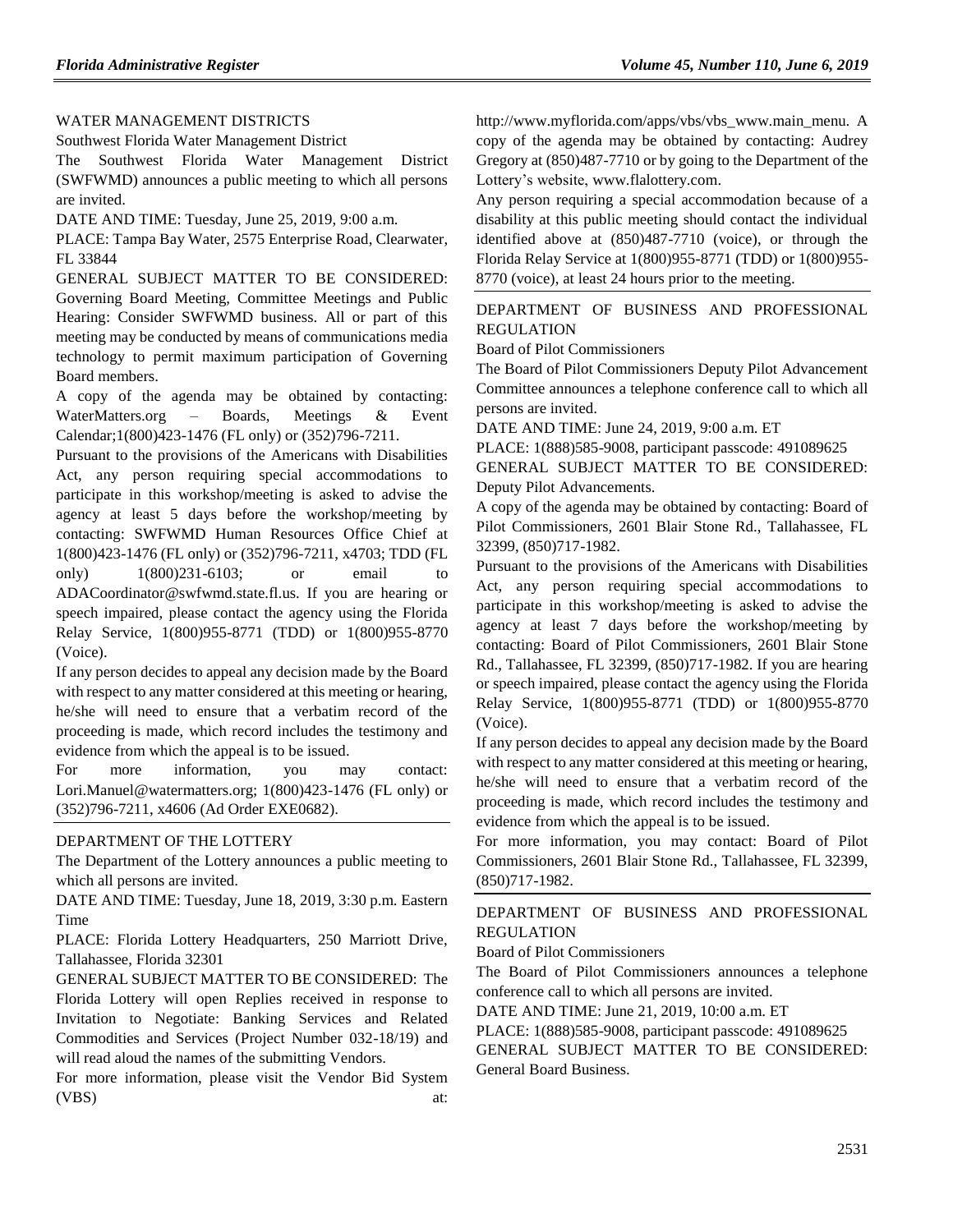WATER MANAGEMENT DISTRICTS

Southwest Florida Water Management District

The Southwest Florida Water Management District (SWFWMD) announces a public meeting to which all persons are invited.

DATE AND TIME: Tuesday, June 25, 2019, 9:00 a.m.

PLACE: Tampa Bay Water, 2575 Enterprise Road, Clearwater, FL 33844

GENERAL SUBJECT MATTER TO BE CONSIDERED: Governing Board Meeting, Committee Meetings and Public Hearing: Consider SWFWMD business. All or part of this meeting may be conducted by means of communications media technology to permit maximum participation of Governing Board members.

A copy of the agenda may be obtained by contacting: WaterMatters.org – Boards, Meetings & Event Calendar;1(800)423-1476 (FL only) or (352)796-7211.

Pursuant to the provisions of the Americans with Disabilities Act, any person requiring special accommodations to participate in this workshop/meeting is asked to advise the agency at least 5 days before the workshop/meeting by contacting: SWFWMD Human Resources Office Chief at 1(800)423-1476 (FL only) or (352)796-7211, x4703; TDD (FL only) 1(800)231-6103; or email to ADACoordinator@swfwmd.state.fl.us. If you are hearing or speech impaired, please contact the agency using the Florida Relay Service, 1(800)955-8771 (TDD) or 1(800)955-8770 (Voice).

If any person decides to appeal any decision made by the Board with respect to any matter considered at this meeting or hearing, he/she will need to ensure that a verbatim record of the proceeding is made, which record includes the testimony and evidence from which the appeal is to be issued.

For more information, you may contact: Lori.Manuel@watermatters.org; 1(800)423-1476 (FL only) or (352)796-7211, x4606 (Ad Order EXE0682).

DEPARTMENT OF THE LOTTERY

The Department of the Lottery announces a public meeting to which all persons are invited.

DATE AND TIME: Tuesday, June 18, 2019, 3:30 p.m. Eastern Time

PLACE: Florida Lottery Headquarters, 250 Marriott Drive, Tallahassee, Florida 32301

GENERAL SUBJECT MATTER TO BE CONSIDERED: The Florida Lottery will open Replies received in response to Invitation to Negotiate: Banking Services and Related Commodities and Services (Project Number 032-18/19) and will read aloud the names of the submitting Vendors.

For more information, please visit the Vendor Bid System (VBS) at: http://www.myflorida.com/apps/vbs/vbs_www.main_menu. A copy of the agenda may be obtained by contacting: Audrey Gregory at (850)487-7710 or by going to the Department of the Lottery's website, www.flalottery.com.

Any person requiring a special accommodation because of a disability at this public meeting should contact the individual identified above at (850)487-7710 (voice), or through the Florida Relay Service at 1(800)955-8771 (TDD) or 1(800)955-8770 (voice), at least 24 hours prior to the meeting.

DEPARTMENT OF BUSINESS AND PROFESSIONAL REGULATION

Board of Pilot Commissioners

The Board of Pilot Commissioners Deputy Pilot Advancement Committee announces a telephone conference call to which all persons are invited.

DATE AND TIME: June 24, 2019, 9:00 a.m. ET

PLACE: 1(888)585-9008, participant passcode: 491089625

GENERAL SUBJECT MATTER TO BE CONSIDERED: Deputy Pilot Advancements.

A copy of the agenda may be obtained by contacting: Board of Pilot Commissioners, 2601 Blair Stone Rd., Tallahassee, FL 32399, (850)717-1982.

Pursuant to the provisions of the Americans with Disabilities Act, any person requiring special accommodations to participate in this workshop/meeting is asked to advise the agency at least 7 days before the workshop/meeting by contacting: Board of Pilot Commissioners, 2601 Blair Stone Rd., Tallahassee, FL 32399, (850)717-1982. If you are hearing or speech impaired, please contact the agency using the Florida Relay Service, 1(800)955-8771 (TDD) or 1(800)955-8770 (Voice).

If any person decides to appeal any decision made by the Board with respect to any matter considered at this meeting or hearing, he/she will need to ensure that a verbatim record of the proceeding is made, which record includes the testimony and evidence from which the appeal is to be issued.

For more information, you may contact: Board of Pilot Commissioners, 2601 Blair Stone Rd., Tallahassee, FL 32399, (850)717-1982.

DEPARTMENT OF BUSINESS AND PROFESSIONAL REGULATION

Board of Pilot Commissioners

The Board of Pilot Commissioners announces a telephone conference call to which all persons are invited.

DATE AND TIME: June 21, 2019, 10:00 a.m. ET

PLACE: 1(888)585-9008, participant passcode: 491089625

GENERAL SUBJECT MATTER TO BE CONSIDERED: General Board Business.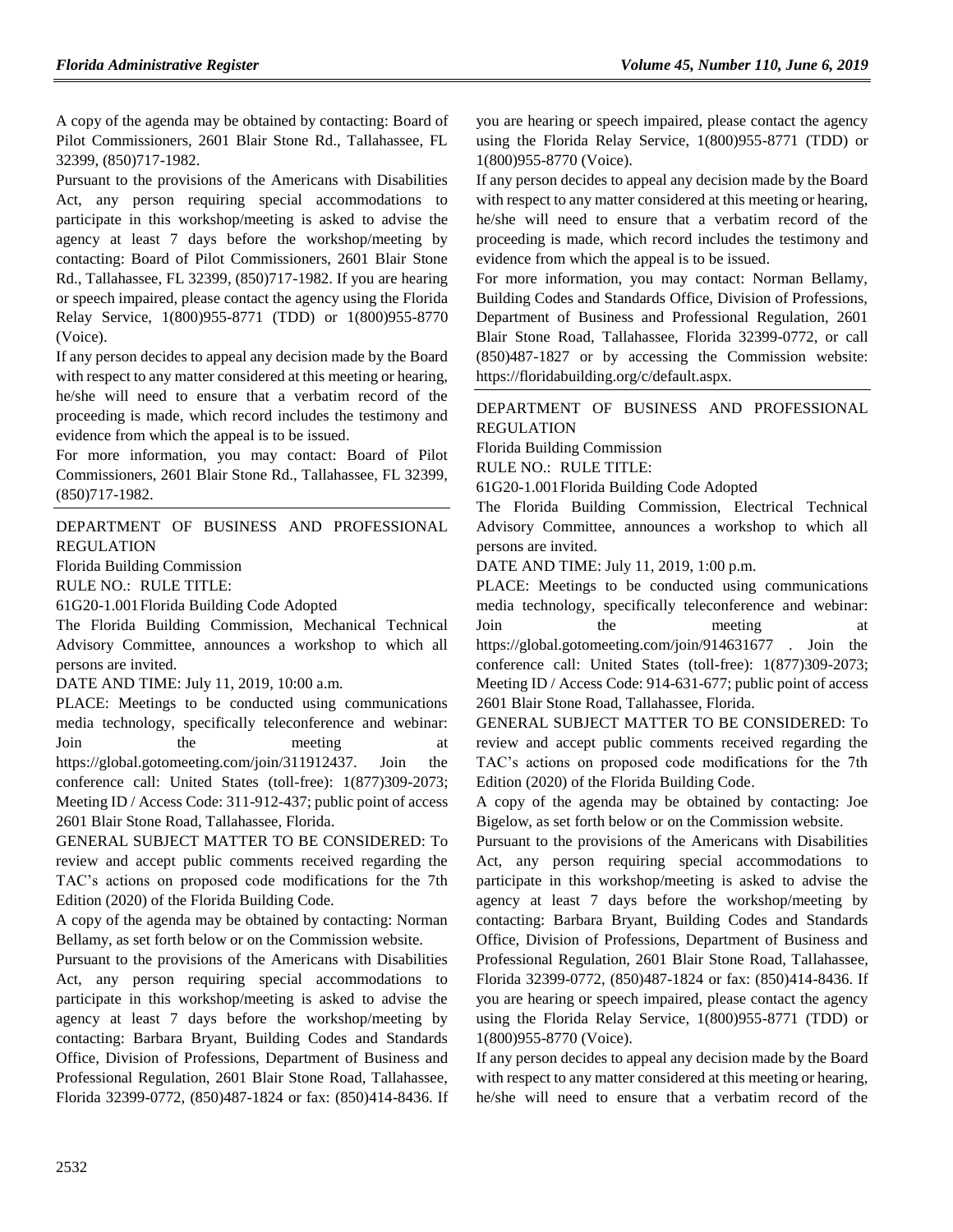A copy of the agenda may be obtained by contacting: Board of Pilot Commissioners, 2601 Blair Stone Rd., Tallahassee, FL 32399, (850)717-1982.

Pursuant to the provisions of the Americans with Disabilities Act, any person requiring special accommodations to participate in this workshop/meeting is asked to advise the agency at least 7 days before the workshop/meeting by contacting: Board of Pilot Commissioners, 2601 Blair Stone Rd., Tallahassee, FL 32399, (850)717-1982. If you are hearing or speech impaired, please contact the agency using the Florida Relay Service, 1(800)955-8771 (TDD) or 1(800)955-8770 (Voice).

If any person decides to appeal any decision made by the Board with respect to any matter considered at this meeting or hearing, he/she will need to ensure that a verbatim record of the proceeding is made, which record includes the testimony and evidence from which the appeal is to be issued.

For more information, you may contact: Board of Pilot Commissioners, 2601 Blair Stone Rd., Tallahassee, FL 32399, (850)717-1982.

---

DEPARTMENT OF BUSINESS AND PROFESSIONAL REGULATION

Florida Building Commission

RULE NO.: RULE TITLE:

61G20-1.001 Florida Building Code Adopted

The Florida Building Commission, Mechanical Technical Advisory Committee, announces a workshop to which all persons are invited.

DATE AND TIME: July 11, 2019, 10:00 a.m.

PLACE: Meetings to be conducted using communications media technology, specifically teleconference and webinar: Join the meeting at https://global.gotomeeting.com/join/311912437. Join the conference call: United States (toll-free): 1(877)309-2073; Meeting ID / Access Code: 311-912-437; public point of access 2601 Blair Stone Road, Tallahassee, Florida.

GENERAL SUBJECT MATTER TO BE CONSIDERED: To review and accept public comments received regarding the TAC's actions on proposed code modifications for the 7th Edition (2020) of the Florida Building Code.

A copy of the agenda may be obtained by contacting: Norman Bellamy, as set forth below or on the Commission website.

Pursuant to the provisions of the Americans with Disabilities Act, any person requiring special accommodations to participate in this workshop/meeting is asked to advise the agency at least 7 days before the workshop/meeting by contacting: Barbara Bryant, Building Codes and Standards Office, Division of Professions, Department of Business and Professional Regulation, 2601 Blair Stone Road, Tallahassee, Florida 32399-0772, (850)487-1824 or fax: (850)414-8436. If you are hearing or speech impaired, please contact the agency using the Florida Relay Service, 1(800)955-8771 (TDD) or 1(800)955-8770 (Voice).

If any person decides to appeal any decision made by the Board with respect to any matter considered at this meeting or hearing, he/she will need to ensure that a verbatim record of the proceeding is made, which record includes the testimony and evidence from which the appeal is to be issued.

For more information, you may contact: Norman Bellamy, Building Codes and Standards Office, Division of Professions, Department of Business and Professional Regulation, 2601 Blair Stone Road, Tallahassee, Florida 32399-0772, or call (850)487-1827 or by accessing the Commission website: https://floridabuilding.org/c/default.aspx.

---

DEPARTMENT OF BUSINESS AND PROFESSIONAL REGULATION

Florida Building Commission

RULE NO.: RULE TITLE:

61G20-1.001 Florida Building Code Adopted

The Florida Building Commission, Electrical Technical Advisory Committee, announces a workshop to which all persons are invited.

DATE AND TIME: July 11, 2019, 1:00 p.m.

PLACE: Meetings to be conducted using communications media technology, specifically teleconference and webinar: Join the meeting at https://global.gotomeeting.com/join/914631677 . Join the conference call: United States (toll-free): 1(877)309-2073; Meeting ID / Access Code: 914-631-677; public point of access 2601 Blair Stone Road, Tallahassee, Florida.

GENERAL SUBJECT MATTER TO BE CONSIDERED: To review and accept public comments received regarding the TAC's actions on proposed code modifications for the 7th Edition (2020) of the Florida Building Code.

A copy of the agenda may be obtained by contacting: Joe Bigelow, as set forth below or on the Commission website.

Pursuant to the provisions of the Americans with Disabilities Act, any person requiring special accommodations to participate in this workshop/meeting is asked to advise the agency at least 7 days before the workshop/meeting by contacting: Barbara Bryant, Building Codes and Standards Office, Division of Professions, Department of Business and Professional Regulation, 2601 Blair Stone Road, Tallahassee, Florida 32399-0772, (850)487-1824 or fax: (850)414-8436. If you are hearing or speech impaired, please contact the agency using the Florida Relay Service, 1(800)955-8771 (TDD) or 1(800)955-8770 (Voice).

If any person decides to appeal any decision made by the Board with respect to any matter considered at this meeting or hearing, he/she will need to ensure that a verbatim record of the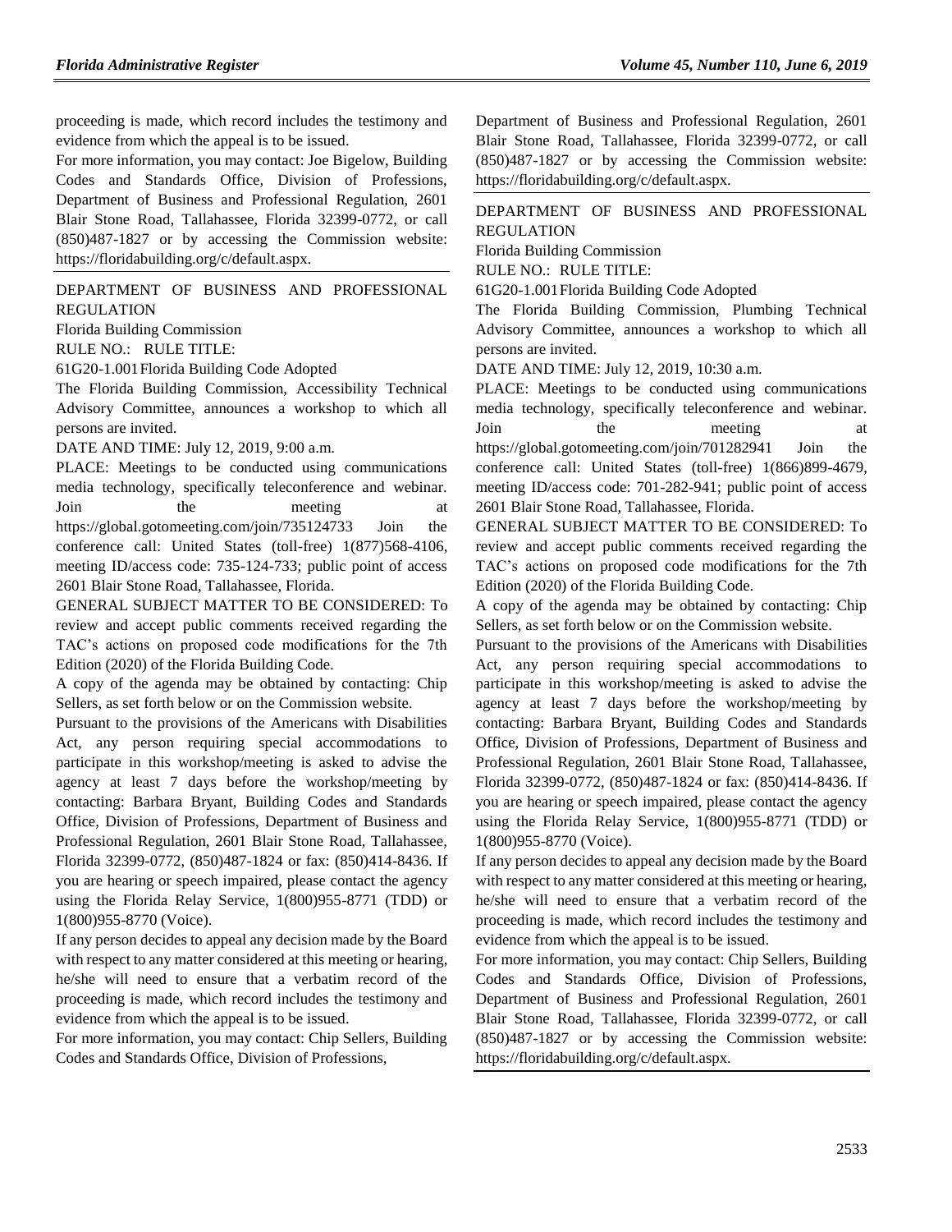proceeding is made, which record includes the testimony and evidence from which the appeal is to be issued.

For more information, you may contact: Joe Bigelow, Building Codes and Standards Office, Division of Professions, Department of Business and Professional Regulation, 2601 Blair Stone Road, Tallahassee, Florida 32399-0772, or call (850)487-1827 or by accessing the Commission website: https://floridabuilding.org/c/default.aspx.

---

DEPARTMENT OF BUSINESS AND PROFESSIONAL REGULATION

Florida Building Commission

RULE NO.: RULE TITLE:

61G20-1.001 Florida Building Code Adopted

The Florida Building Commission, Accessibility Technical Advisory Committee, announces a workshop to which all persons are invited.

DATE AND TIME: July 12, 2019, 9:00 a.m.

PLACE: Meetings to be conducted using communications media technology, specifically teleconference and webinar. Join the meeting at https://global.gotomeeting.com/join/735124733 Join the conference call: United States (toll-free) 1(877)568-4106, meeting ID/access code: 735-124-733; public point of access 2601 Blair Stone Road, Tallahassee, Florida.

GENERAL SUBJECT MATTER TO BE CONSIDERED: To review and accept public comments received regarding the TAC's actions on proposed code modifications for the 7th Edition (2020) of the Florida Building Code.

A copy of the agenda may be obtained by contacting: Chip Sellers, as set forth below or on the Commission website.

Pursuant to the provisions of the Americans with Disabilities Act, any person requiring special accommodations to participate in this workshop/meeting is asked to advise the agency at least 7 days before the workshop/meeting by contacting: Barbara Bryant, Building Codes and Standards Office, Division of Professions, Department of Business and Professional Regulation, 2601 Blair Stone Road, Tallahassee, Florida 32399-0772, (850)487-1824 or fax: (850)414-8436. If you are hearing or speech impaired, please contact the agency using the Florida Relay Service, 1(800)955-8771 (TDD) or 1(800)955-8770 (Voice).

If any person decides to appeal any decision made by the Board with respect to any matter considered at this meeting or hearing, he/she will need to ensure that a verbatim record of the proceeding is made, which record includes the testimony and evidence from which the appeal is to be issued.

For more information, you may contact: Chip Sellers, Building Codes and Standards Office, Division of Professions, Department of Business and Professional Regulation, 2601 Blair Stone Road, Tallahassee, Florida 32399-0772, or call (850)487-1827 or by accessing the Commission website: https://floridabuilding.org/c/default.aspx.

---

DEPARTMENT OF BUSINESS AND PROFESSIONAL REGULATION

Florida Building Commission

RULE NO.: RULE TITLE:

61G20-1.001 Florida Building Code Adopted

The Florida Building Commission, Plumbing Technical Advisory Committee, announces a workshop to which all persons are invited.

DATE AND TIME: July 12, 2019, 10:30 a.m.

PLACE: Meetings to be conducted using communications media technology, specifically teleconference and webinar. Join the meeting at https://global.gotomeeting.com/join/701282941 Join the conference call: United States (toll-free) 1(866)899-4679, meeting ID/access code: 701-282-941; public point of access 2601 Blair Stone Road, Tallahassee, Florida.

GENERAL SUBJECT MATTER TO BE CONSIDERED: To review and accept public comments received regarding the TAC's actions on proposed code modifications for the 7th Edition (2020) of the Florida Building Code.

A copy of the agenda may be obtained by contacting: Chip Sellers, as set forth below or on the Commission website.

Pursuant to the provisions of the Americans with Disabilities Act, any person requiring special accommodations to participate in this workshop/meeting is asked to advise the agency at least 7 days before the workshop/meeting by contacting: Barbara Bryant, Building Codes and Standards Office, Division of Professions, Department of Business and Professional Regulation, 2601 Blair Stone Road, Tallahassee, Florida 32399-0772, (850)487-1824 or fax: (850)414-8436. If you are hearing or speech impaired, please contact the agency using the Florida Relay Service, 1(800)955-8771 (TDD) or 1(800)955-8770 (Voice).

If any person decides to appeal any decision made by the Board with respect to any matter considered at this meeting or hearing, he/she will need to ensure that a verbatim record of the proceeding is made, which record includes the testimony and evidence from which the appeal is to be issued.

For more information, you may contact: Chip Sellers, Building Codes and Standards Office, Division of Professions, Department of Business and Professional Regulation, 2601 Blair Stone Road, Tallahassee, Florida 32399-0772, or call (850)487-1827 or by accessing the Commission website: https://floridabuilding.org/c/default.aspx.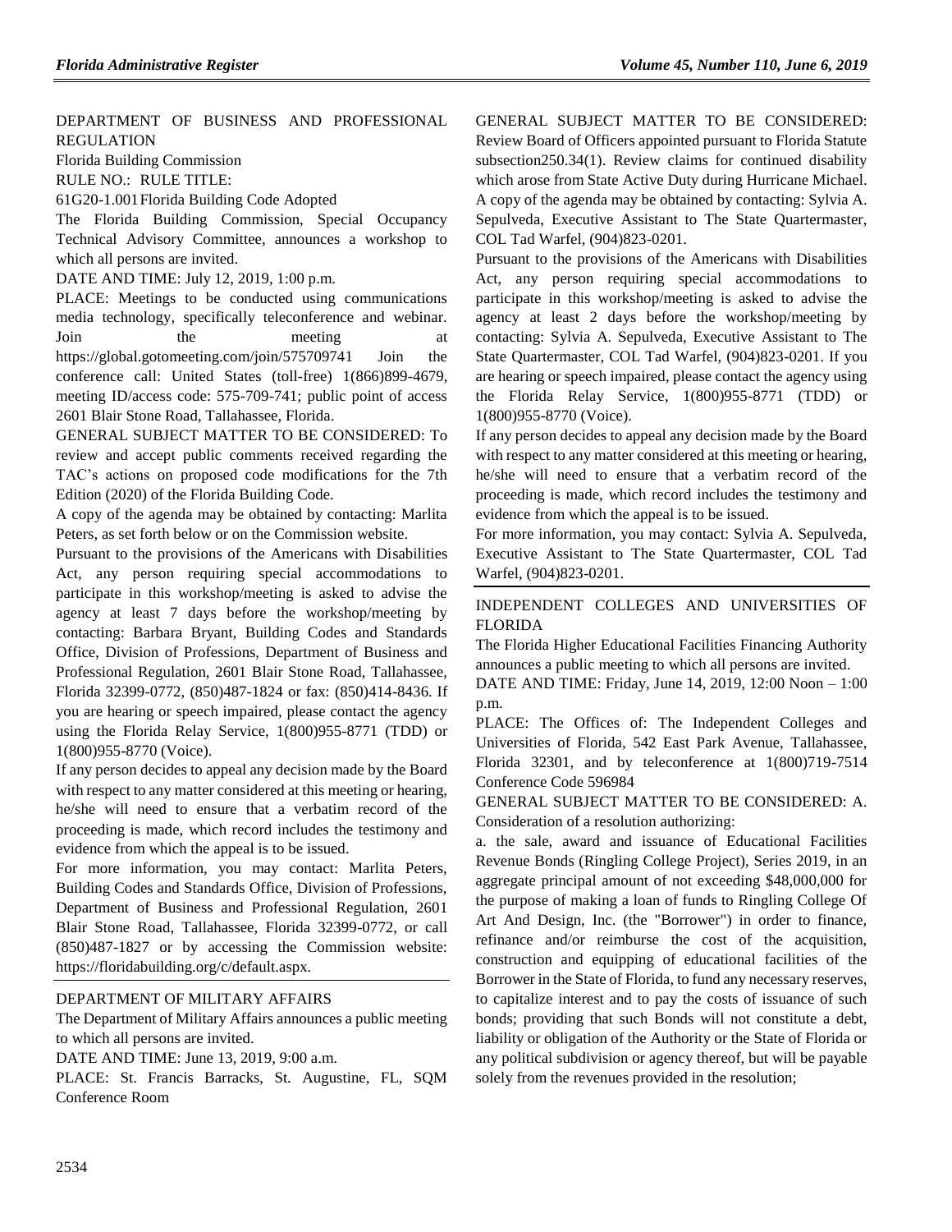DEPARTMENT OF BUSINESS AND PROFESSIONAL REGULATION

Florida Building Commission

RULE NO.: RULE TITLE:

61G20-1.001 Florida Building Code Adopted

The Florida Building Commission, Special Occupancy Technical Advisory Committee, announces a workshop to which all persons are invited.

DATE AND TIME: July 12, 2019, 1:00 p.m.

PLACE: Meetings to be conducted using communications media technology, specifically teleconference and webinar. Join the meeting at https://global.gotomeeting.com/join/575709741 Join the conference call: United States (toll-free) 1(866)899-4679, meeting ID/access code: 575-709-741; public point of access 2601 Blair Stone Road, Tallahassee, Florida.

GENERAL SUBJECT MATTER TO BE CONSIDERED: To review and accept public comments received regarding the TAC's actions on proposed code modifications for the 7th Edition (2020) of the Florida Building Code.

A copy of the agenda may be obtained by contacting: Marlita Peters, as set forth below or on the Commission website.

Pursuant to the provisions of the Americans with Disabilities Act, any person requiring special accommodations to participate in this workshop/meeting is asked to advise the agency at least 7 days before the workshop/meeting by contacting: Barbara Bryant, Building Codes and Standards Office, Division of Professions, Department of Business and Professional Regulation, 2601 Blair Stone Road, Tallahassee, Florida 32399-0772, (850)487-1824 or fax: (850)414-8436. If you are hearing or speech impaired, please contact the agency using the Florida Relay Service, 1(800)955-8771 (TDD) or 1(800)955-8770 (Voice).

If any person decides to appeal any decision made by the Board with respect to any matter considered at this meeting or hearing, he/she will need to ensure that a verbatim record of the proceeding is made, which record includes the testimony and evidence from which the appeal is to be issued.

For more information, you may contact: Marlita Peters, Building Codes and Standards Office, Division of Professions, Department of Business and Professional Regulation, 2601 Blair Stone Road, Tallahassee, Florida 32399-0772, or call (850)487-1827 or by accessing the Commission website: https://floridabuilding.org/c/default.aspx.

---

DEPARTMENT OF MILITARY AFFAIRS

The Department of Military Affairs announces a public meeting to which all persons are invited.

DATE AND TIME: June 13, 2019, 9:00 a.m.

PLACE: St. Francis Barracks, St. Augustine, FL, SQM Conference Room

GENERAL SUBJECT MATTER TO BE CONSIDERED: Review Board of Officers appointed pursuant to Florida Statute subsection250.34(1). Review claims for continued disability which arose from State Active Duty during Hurricane Michael.

A copy of the agenda may be obtained by contacting: Sylvia A. Sepulveda, Executive Assistant to The State Quartermaster, COL Tad Warfel, (904)823-0201.

Pursuant to the provisions of the Americans with Disabilities Act, any person requiring special accommodations to participate in this workshop/meeting is asked to advise the agency at least 2 days before the workshop/meeting by contacting: Sylvia A. Sepulveda, Executive Assistant to The State Quartermaster, COL Tad Warfel, (904)823-0201. If you are hearing or speech impaired, please contact the agency using the Florida Relay Service, 1(800)955-8771 (TDD) or 1(800)955-8770 (Voice).

If any person decides to appeal any decision made by the Board with respect to any matter considered at this meeting or hearing, he/she will need to ensure that a verbatim record of the proceeding is made, which record includes the testimony and evidence from which the appeal is to be issued.

For more information, you may contact: Sylvia A. Sepulveda, Executive Assistant to The State Quartermaster, COL Tad Warfel, (904)823-0201.

---

INDEPENDENT COLLEGES AND UNIVERSITIES OF FLORIDA

The Florida Higher Educational Facilities Financing Authority announces a public meeting to which all persons are invited.

DATE AND TIME: Friday, June 14, 2019, 12:00 Noon – 1:00 p.m.

PLACE: The Offices of: The Independent Colleges and Universities of Florida, 542 East Park Avenue, Tallahassee, Florida 32301, and by teleconference at 1(800)719-7514 Conference Code 596984

GENERAL SUBJECT MATTER TO BE CONSIDERED: A. Consideration of a resolution authorizing:

a. the sale, award and issuance of Educational Facilities Revenue Bonds (Ringling College Project), Series 2019, in an aggregate principal amount of not exceeding $48,000,000 for the purpose of making a loan of funds to Ringling College Of Art And Design, Inc. (the "Borrower") in order to finance, refinance and/or reimburse the cost of the acquisition, construction and equipping of educational facilities of the Borrower in the State of Florida, to fund any necessary reserves, to capitalize interest and to pay the costs of issuance of such bonds; providing that such Bonds will not constitute a debt, liability or obligation of the Authority or the State of Florida or any political subdivision or agency thereof, but will be payable solely from the revenues provided in the resolution;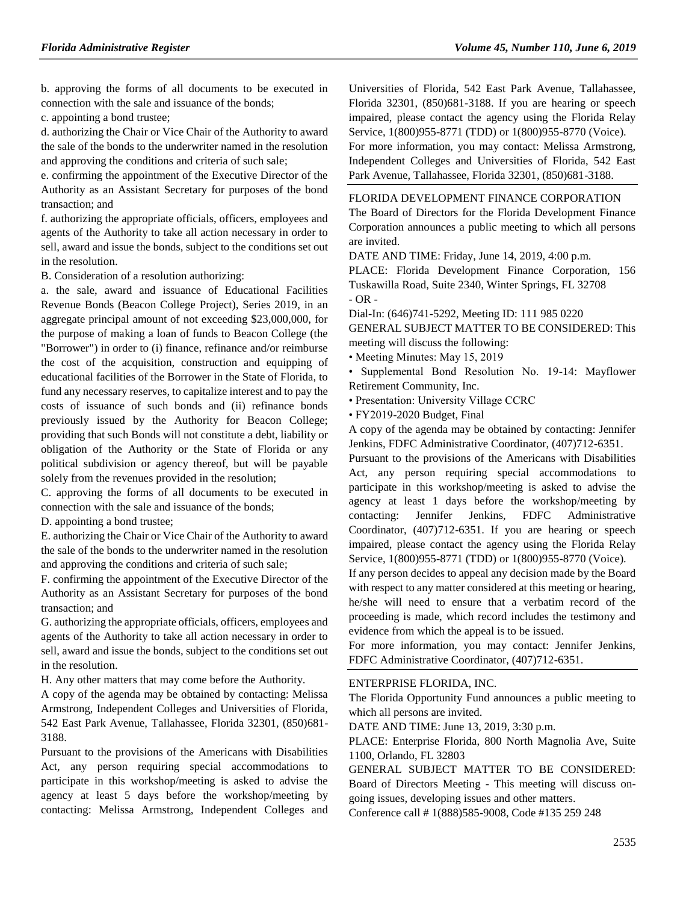b. approving the forms of all documents to be executed in connection with the sale and issuance of the bonds;

c. appointing a bond trustee;

d. authorizing the Chair or Vice Chair of the Authority to award the sale of the bonds to the underwriter named in the resolution and approving the conditions and criteria of such sale;

e. confirming the appointment of the Executive Director of the Authority as an Assistant Secretary for purposes of the bond transaction; and

f. authorizing the appropriate officials, officers, employees and agents of the Authority to take all action necessary in order to sell, award and issue the bonds, subject to the conditions set out in the resolution.

B. Consideration of a resolution authorizing:

a. the sale, award and issuance of Educational Facilities Revenue Bonds (Beacon College Project), Series 2019, in an aggregate principal amount of not exceeding $23,000,000, for the purpose of making a loan of funds to Beacon College (the "Borrower") in order to (i) finance, refinance and/or reimburse the cost of the acquisition, construction and equipping of educational facilities of the Borrower in the State of Florida, to fund any necessary reserves, to capitalize interest and to pay the costs of issuance of such bonds and (ii) refinance bonds previously issued by the Authority for Beacon College; providing that such Bonds will not constitute a debt, liability or obligation of the Authority or the State of Florida or any political subdivision or agency thereof, but will be payable solely from the revenues provided in the resolution;

C. approving the forms of all documents to be executed in connection with the sale and issuance of the bonds;

D. appointing a bond trustee;

E. authorizing the Chair or Vice Chair of the Authority to award the sale of the bonds to the underwriter named in the resolution and approving the conditions and criteria of such sale;

F. confirming the appointment of the Executive Director of the Authority as an Assistant Secretary for purposes of the bond transaction; and

G. authorizing the appropriate officials, officers, employees and agents of the Authority to take all action necessary in order to sell, award and issue the bonds, subject to the conditions set out in the resolution.

H. Any other matters that may come before the Authority.

A copy of the agenda may be obtained by contacting: Melissa Armstrong, Independent Colleges and Universities of Florida, 542 East Park Avenue, Tallahassee, Florida 32301, (850)681-3188.

Pursuant to the provisions of the Americans with Disabilities Act, any person requiring special accommodations to participate in this workshop/meeting is asked to advise the agency at least 5 days before the workshop/meeting by contacting: Melissa Armstrong, Independent Colleges and Universities of Florida, 542 East Park Avenue, Tallahassee, Florida 32301, (850)681-3188. If you are hearing or speech impaired, please contact the agency using the Florida Relay Service, 1(800)955-8771 (TDD) or 1(800)955-8770 (Voice).

For more information, you may contact: Melissa Armstrong, Independent Colleges and Universities of Florida, 542 East Park Avenue, Tallahassee, Florida 32301, (850)681-3188.

## FLORIDA DEVELOPMENT FINANCE CORPORATION

The Board of Directors for the Florida Development Finance Corporation announces a public meeting to which all persons are invited.

DATE AND TIME: Friday, June 14, 2019, 4:00 p.m.

PLACE: Florida Development Finance Corporation, 156 Tuskawilla Road, Suite 2340, Winter Springs, FL 32708

- OR -

Dial-In: (646)741-5292, Meeting ID: 111 985 0220

GENERAL SUBJECT MATTER TO BE CONSIDERED: This meeting will discuss the following:

- Meeting Minutes: May 15, 2019
- Supplemental Bond Resolution No. 19-14: Mayflower Retirement Community, Inc.
- Presentation: University Village CCRC
- FY2019-2020 Budget, Final

A copy of the agenda may be obtained by contacting: Jennifer Jenkins, FDFC Administrative Coordinator, (407)712-6351.

Pursuant to the provisions of the Americans with Disabilities Act, any person requiring special accommodations to participate in this workshop/meeting is asked to advise the agency at least 1 days before the workshop/meeting by contacting: Jennifer Jenkins, FDFC Administrative Coordinator, (407)712-6351. If you are hearing or speech impaired, please contact the agency using the Florida Relay Service, 1(800)955-8771 (TDD) or 1(800)955-8770 (Voice).

If any person decides to appeal any decision made by the Board with respect to any matter considered at this meeting or hearing, he/she will need to ensure that a verbatim record of the proceeding is made, which record includes the testimony and evidence from which the appeal is to be issued.

For more information, you may contact: Jennifer Jenkins, FDFC Administrative Coordinator, (407)712-6351.

## ENTERPRISE FLORIDA, INC.

The Florida Opportunity Fund announces a public meeting to which all persons are invited.

DATE AND TIME: June 13, 2019, 3:30 p.m.

PLACE: Enterprise Florida, 800 North Magnolia Ave, Suite 1100, Orlando, FL 32803

GENERAL SUBJECT MATTER TO BE CONSIDERED: Board of Directors Meeting - This meeting will discuss on-going issues, developing issues and other matters.

Conference call # 1(888)585-9008, Code #135 259 248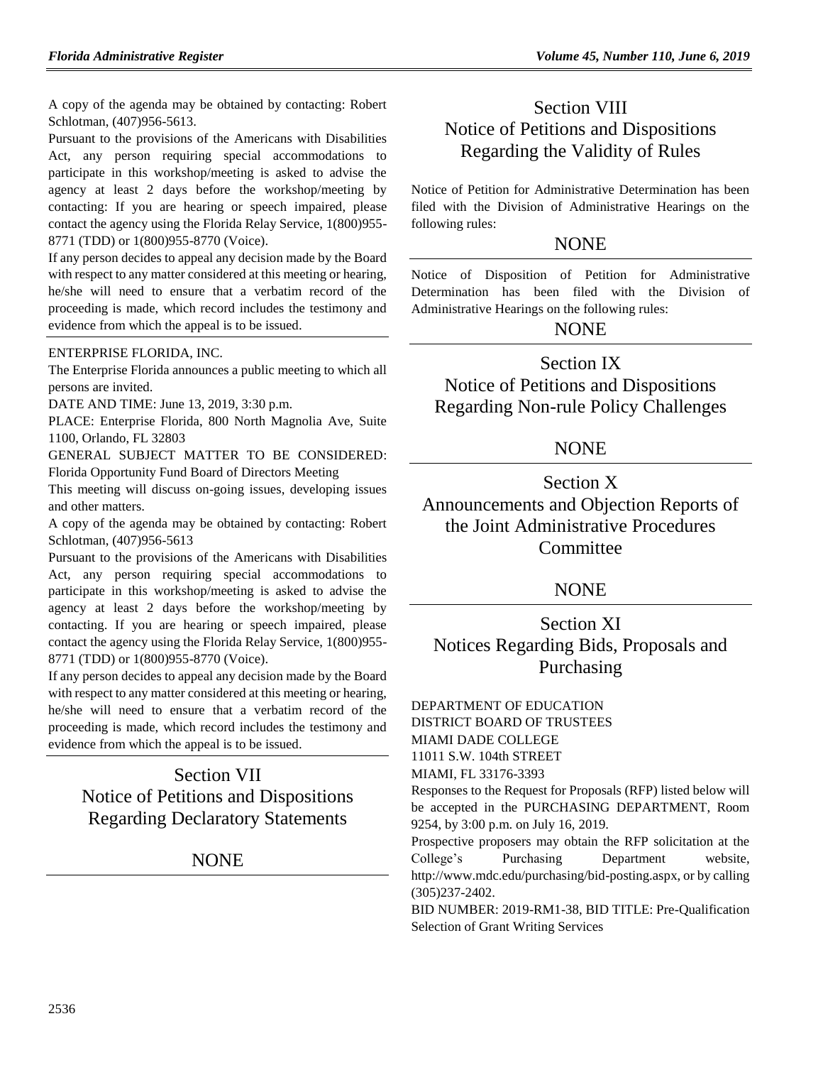A copy of the agenda may be obtained by contacting: Robert Schlotman, (407)956-5613.

Pursuant to the provisions of the Americans with Disabilities Act, any person requiring special accommodations to participate in this workshop/meeting is asked to advise the agency at least 2 days before the workshop/meeting by contacting: If you are hearing or speech impaired, please contact the agency using the Florida Relay Service, 1(800)955-8771 (TDD) or 1(800)955-8770 (Voice).

If any person decides to appeal any decision made by the Board with respect to any matter considered at this meeting or hearing, he/she will need to ensure that a verbatim record of the proceeding is made, which record includes the testimony and evidence from which the appeal is to be issued.

ENTERPRISE FLORIDA, INC.

The Enterprise Florida announces a public meeting to which all persons are invited.

DATE AND TIME: June 13, 2019, 3:30 p.m.

PLACE: Enterprise Florida, 800 North Magnolia Ave, Suite 1100, Orlando, FL 32803

GENERAL SUBJECT MATTER TO BE CONSIDERED: Florida Opportunity Fund Board of Directors Meeting

This meeting will discuss on-going issues, developing issues and other matters.

A copy of the agenda may be obtained by contacting: Robert Schlotman, (407)956-5613

Pursuant to the provisions of the Americans with Disabilities Act, any person requiring special accommodations to participate in this workshop/meeting is asked to advise the agency at least 2 days before the workshop/meeting by contacting. If you are hearing or speech impaired, please contact the agency using the Florida Relay Service, 1(800)955-8771 (TDD) or 1(800)955-8770 (Voice).

If any person decides to appeal any decision made by the Board with respect to any matter considered at this meeting or hearing, he/she will need to ensure that a verbatim record of the proceeding is made, which record includes the testimony and evidence from which the appeal is to be issued.

# Section VII
# Notice of Petitions and Dispositions Regarding Declaratory Statements

NONE

# Section VIII
# Notice of Petitions and Dispositions Regarding the Validity of Rules

Notice of Petition for Administrative Determination has been filed with the Division of Administrative Hearings on the following rules:

NONE

Notice of Disposition of Petition for Administrative Determination has been filed with the Division of Administrative Hearings on the following rules:

NONE

# Section IX
# Notice of Petitions and Dispositions Regarding Non-rule Policy Challenges

NONE

# Section X
# Announcements and Objection Reports of the Joint Administrative Procedures Committee

NONE

# Section XI
# Notices Regarding Bids, Proposals and Purchasing

DEPARTMENT OF EDUCATION
DISTRICT BOARD OF TRUSTEES
MIAMI DADE COLLEGE
11011 S.W. 104th STREET
MIAMI, FL 33176-3393

Responses to the Request for Proposals (RFP) listed below will be accepted in the PURCHASING DEPARTMENT, Room 9254, by 3:00 p.m. on July 16, 2019.

Prospective proposers may obtain the RFP solicitation at the College's Purchasing Department website, http://www.mdc.edu/purchasing/bid-posting.aspx, or by calling (305)237-2402.

BID NUMBER: 2019-RM1-38, BID TITLE: Pre-Qualification Selection of Grant Writing Services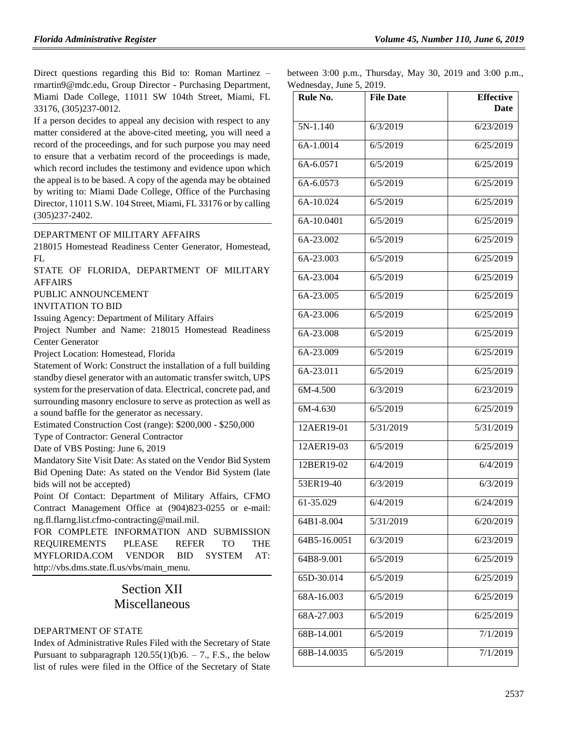Direct questions regarding this Bid to: Roman Martinez – rmartin9@mdc.edu, Group Director - Purchasing Department, Miami Dade College, 11011 SW 104th Street, Miami, FL 33176, (305)237-0012.

If a person decides to appeal any decision with respect to any matter considered at the above-cited meeting, you will need a record of the proceedings, and for such purpose you may need to ensure that a verbatim record of the proceedings is made, which record includes the testimony and evidence upon which the appeal is to be based. A copy of the agenda may be obtained by writing to: Miami Dade College, Office of the Purchasing Director, 11011 S.W. 104 Street, Miami, FL 33176 or by calling (305)237-2402.

DEPARTMENT OF MILITARY AFFAIRS

218015 Homestead Readiness Center Generator, Homestead, FL

STATE OF FLORIDA, DEPARTMENT OF MILITARY AFFAIRS

PUBLIC ANNOUNCEMENT

INVITATION TO BID

Issuing Agency: Department of Military Affairs

Project Number and Name: 218015 Homestead Readiness Center Generator

Project Location: Homestead, Florida

Statement of Work: Construct the installation of a full building standby diesel generator with an automatic transfer switch, UPS system for the preservation of data. Electrical, concrete pad, and surrounding masonry enclosure to serve as protection as well as a sound baffle for the generator as necessary.

Estimated Construction Cost (range): $200,000 - $250,000

Type of Contractor: General Contractor

Date of VBS Posting: June 6, 2019

Mandatory Site Visit Date: As stated on the Vendor Bid System

Bid Opening Date: As stated on the Vendor Bid System (late bids will not be accepted)

Point Of Contact: Department of Military Affairs, CFMO Contract Management Office at (904)823-0255 or e-mail: ng.fl.flarng.list.cfmo-contracting@mail.mil.

FOR COMPLETE INFORMATION AND SUBMISSION REQUIREMENTS PLEASE REFER TO THE MYFLORIDA.COM VENDOR BID SYSTEM AT: http://vbs.dms.state.fl.us/vbs/main_menu.

# Section XII Miscellaneous

DEPARTMENT OF STATE

Index of Administrative Rules Filed with the Secretary of State Pursuant to subparagraph 120.55(1)(b)6. – 7., F.S., the below list of rules were filed in the Office of the Secretary of State between 3:00 p.m., Thursday, May 30, 2019 and 3:00 p.m., Wednesday, June 5, 2019.

| Rule No. | File Date | Effective Date |
|---|---|---|
| 5N-1.140 | 6/3/2019 | 6/23/2019 |
| 6A-1.0014 | 6/5/2019 | 6/25/2019 |
| 6A-6.0571 | 6/5/2019 | 6/25/2019 |
| 6A-6.0573 | 6/5/2019 | 6/25/2019 |
| 6A-10.024 | 6/5/2019 | 6/25/2019 |
| 6A-10.0401 | 6/5/2019 | 6/25/2019 |
| 6A-23.002 | 6/5/2019 | 6/25/2019 |
| 6A-23.003 | 6/5/2019 | 6/25/2019 |
| 6A-23.004 | 6/5/2019 | 6/25/2019 |
| 6A-23.005 | 6/5/2019 | 6/25/2019 |
| 6A-23.006 | 6/5/2019 | 6/25/2019 |
| 6A-23.008 | 6/5/2019 | 6/25/2019 |
| 6A-23.009 | 6/5/2019 | 6/25/2019 |
| 6A-23.011 | 6/5/2019 | 6/25/2019 |
| 6M-4.500 | 6/3/2019 | 6/23/2019 |
| 6M-4.630 | 6/5/2019 | 6/25/2019 |
| 12AER19-01 | 5/31/2019 | 5/31/2019 |
| 12AER19-03 | 6/5/2019 | 6/25/2019 |
| 12BER19-02 | 6/4/2019 | 6/4/2019 |
| 53ER19-40 | 6/3/2019 | 6/3/2019 |
| 61-35.029 | 6/4/2019 | 6/24/2019 |
| 64B1-8.004 | 5/31/2019 | 6/20/2019 |
| 64B5-16.0051 | 6/3/2019 | 6/23/2019 |
| 64B8-9.001 | 6/5/2019 | 6/25/2019 |
| 65D-30.014 | 6/5/2019 | 6/25/2019 |
| 68A-16.003 | 6/5/2019 | 6/25/2019 |
| 68A-27.003 | 6/5/2019 | 6/25/2019 |
| 68B-14.001 | 6/5/2019 | 7/1/2019 |
| 68B-14.0035 | 6/5/2019 | 7/1/2019 |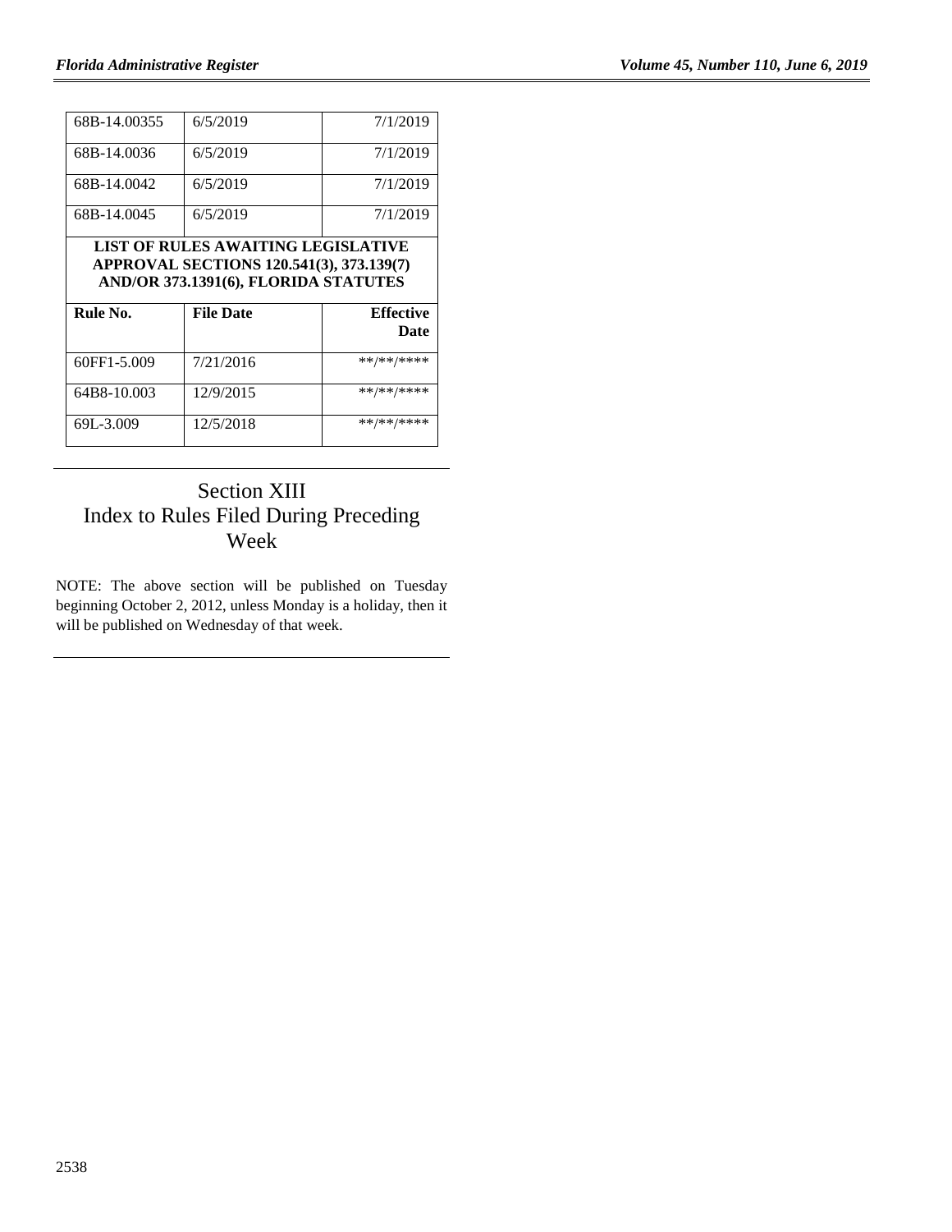| | | |
|---|---|---|
| 68B-14.00355 | 6/5/2019 | 7/1/2019 |
| 68B-14.0036 | 6/5/2019 | 7/1/2019 |
| 68B-14.0042 | 6/5/2019 | 7/1/2019 |
| 68B-14.0045 | 6/5/2019 | 7/1/2019 |

**LIST OF RULES AWAITING LEGISLATIVE APPROVAL SECTIONS 120.541(3), 373.139(7) AND/OR 373.1391(6), FLORIDA STATUTES**

| Rule No. | File Date | Effective Date |
|---|---|---|
| 60FF1-5.009 | 7/21/2016 | **/**/**** |
| 64B8-10.003 | 12/9/2015 | **/**/**** |
| 69L-3.009 | 12/5/2018 | **/**/**** |

# Section XIII
# Index to Rules Filed During Preceding Week

NOTE: The above section will be published on Tuesday beginning October 2, 2012, unless Monday is a holiday, then it will be published on Wednesday of that week.